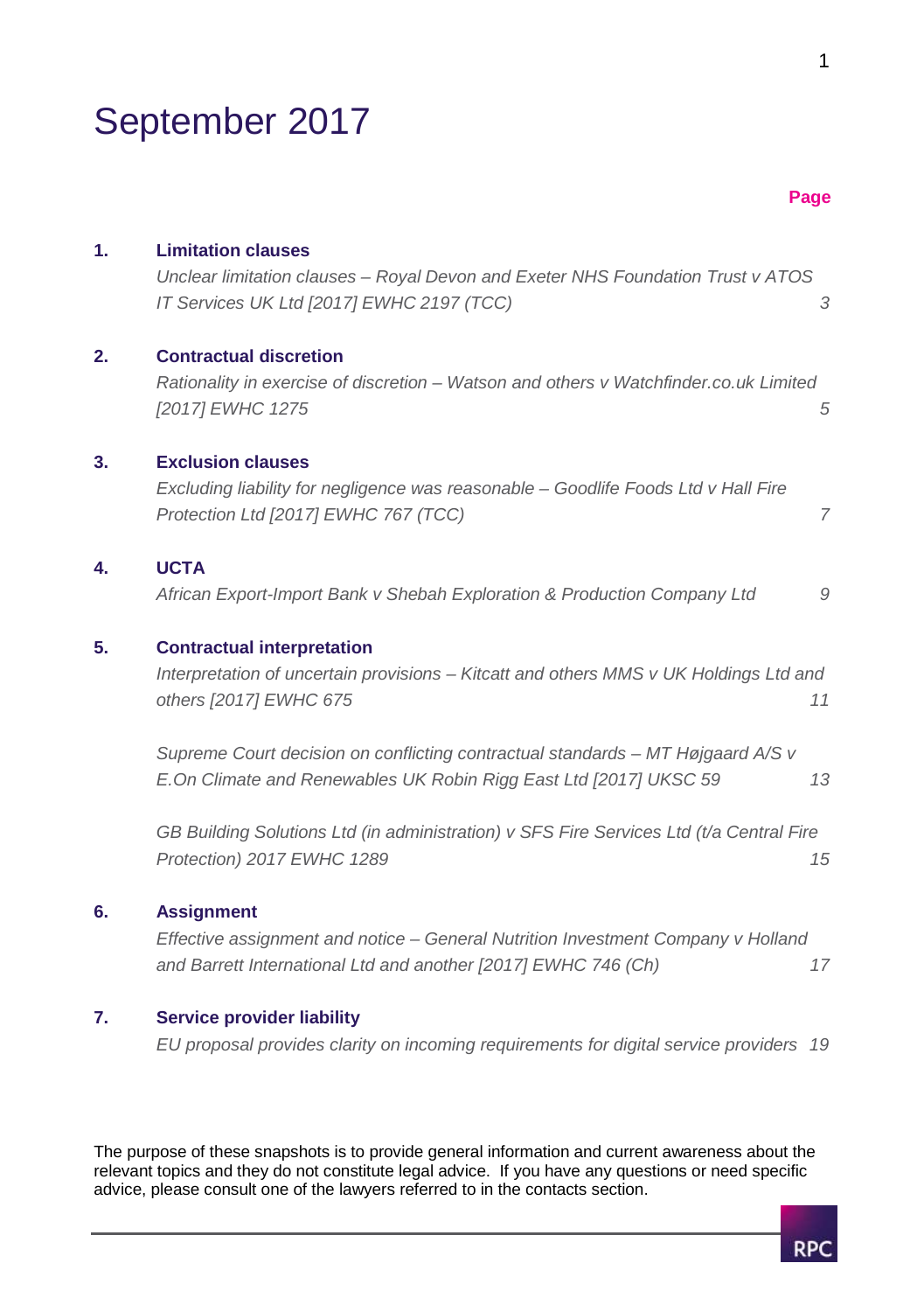# September 2017

| | | Page |
|---|---|---|
| **1.** | **Limitation clauses** | |
| | *Unclear limitation clauses – Royal Devon and Exeter NHS Foundation Trust v ATOS IT Services UK Ltd [2017] EWHC 2197 (TCC)* | *3* |
| **2.** | **Contractual discretion** | |
| | *Rationality in exercise of discretion – Watson and others v Watchfinder.co.uk Limited [2017] EWHC 1275* | *5* |
| **3.** | **Exclusion clauses** | |
| | *Excluding liability for negligence was reasonable – Goodlife Foods Ltd v Hall Fire Protection Ltd [2017] EWHC 767 (TCC)* | *7* |
| **4.** | **UCTA** | |
| | *African Export-Import Bank v Shebah Exploration & Production Company Ltd* | *9* |
| **5.** | **Contractual interpretation** | |
| | *Interpretation of uncertain provisions – Kitcatt and others MMS v UK Holdings Ltd and others [2017] EWHC 675* | *11* |
| | *Supreme Court decision on conflicting contractual standards – MT Højgaard A/S v E.On Climate and Renewables UK Robin Rigg East Ltd [2017] UKSC 59* | *13* |
| | *GB Building Solutions Ltd (in administration) v SFS Fire Services Ltd (t/a Central Fire Protection) 2017 EWHC 1289* | *15* |
| **6.** | **Assignment** | |
| | *Effective assignment and notice – General Nutrition Investment Company v Holland and Barrett International Ltd and another [2017] EWHC 746 (Ch)* | *17* |
| **7.** | **Service provider liability** | |
| | *EU proposal provides clarity on incoming requirements for digital service providers* | *19* |

The purpose of these snapshots is to provide general information and current awareness about the relevant topics and they do not constitute legal advice. If you have any questions or need specific advice, please consult one of the lawyers referred to in the contacts section.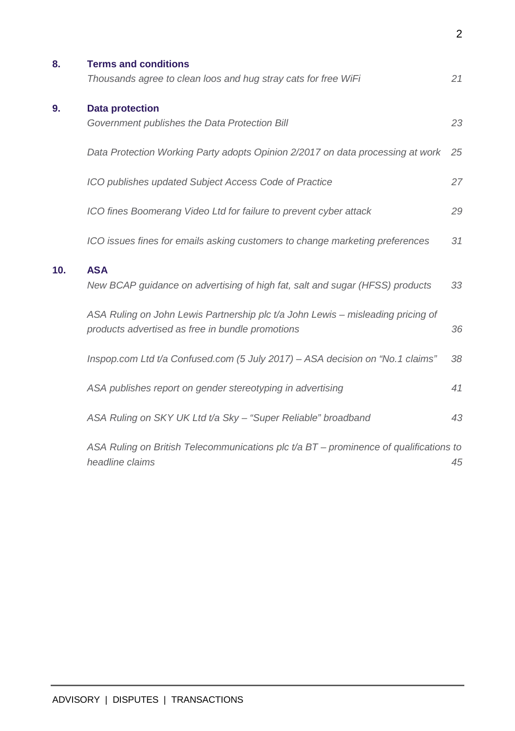**8.** **Terms and conditions**

*Thousands agree to clean loos and hug stray cats for free WiFi* 21

**9.** **Data protection**

*Government publishes the Data Protection Bill* 23

*Data Protection Working Party adopts Opinion 2/2017 on data processing at work* 25

*ICO publishes updated Subject Access Code of Practice* 27

*ICO fines Boomerang Video Ltd for failure to prevent cyber attack* 29

*ICO issues fines for emails asking customers to change marketing preferences* 31

**10.** **ASA**

*New BCAP guidance on advertising of high fat, salt and sugar (HFSS) products* 33

*ASA Ruling on John Lewis Partnership plc t/a John Lewis – misleading pricing of products advertised as free in bundle promotions* 36

*Inspop.com Ltd t/a Confused.com (5 July 2017) – ASA decision on "No.1 claims"* 38

*ASA publishes report on gender stereotyping in advertising* 41

*ASA Ruling on SKY UK Ltd t/a Sky – "Super Reliable" broadband* 43

*ASA Ruling on British Telecommunications plc t/a BT – prominence of qualifications to headline claims* 45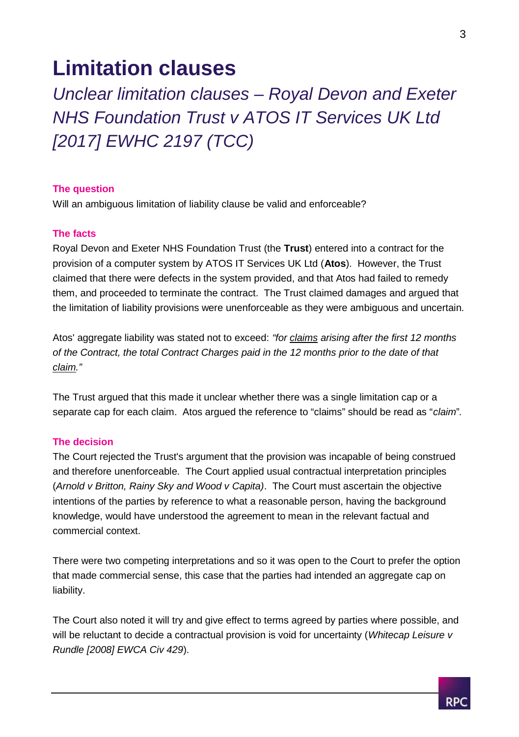# Limitation clauses

## *Unclear limitation clauses – Royal Devon and Exeter NHS Foundation Trust v ATOS IT Services UK Ltd [2017] EWHC 2197 (TCC)*

### The question

Will an ambiguous limitation of liability clause be valid and enforceable?

### The facts

Royal Devon and Exeter NHS Foundation Trust (the **Trust**) entered into a contract for the provision of a computer system by ATOS IT Services UK Ltd (**Atos**). However, the Trust claimed that there were defects in the system provided, and that Atos had failed to remedy them, and proceeded to terminate the contract. The Trust claimed damages and argued that the limitation of liability provisions were unenforceable as they were ambiguous and uncertain.

Atos' aggregate liability was stated not to exceed: *"for <u>claims</u> arising after the first 12 months of the Contract, the total Contract Charges paid in the 12 months prior to the date of that <u>claim</u>."*

The Trust argued that this made it unclear whether there was a single limitation cap or a separate cap for each claim. Atos argued the reference to "claims" should be read as "*claim*".

### The decision

The Court rejected the Trust's argument that the provision was incapable of being construed and therefore unenforceable. The Court applied usual contractual interpretation principles (*Arnold v Britton, Rainy Sky and Wood v Capita)*. The Court must ascertain the objective intentions of the parties by reference to what a reasonable person, having the background knowledge, would have understood the agreement to mean in the relevant factual and commercial context.

There were two competing interpretations and so it was open to the Court to prefer the option that made commercial sense, this case that the parties had intended an aggregate cap on liability.

The Court also noted it will try and give effect to terms agreed by parties where possible, and will be reluctant to decide a contractual provision is void for uncertainty (*Whitecap Leisure v Rundle [2008] EWCA Civ 429*).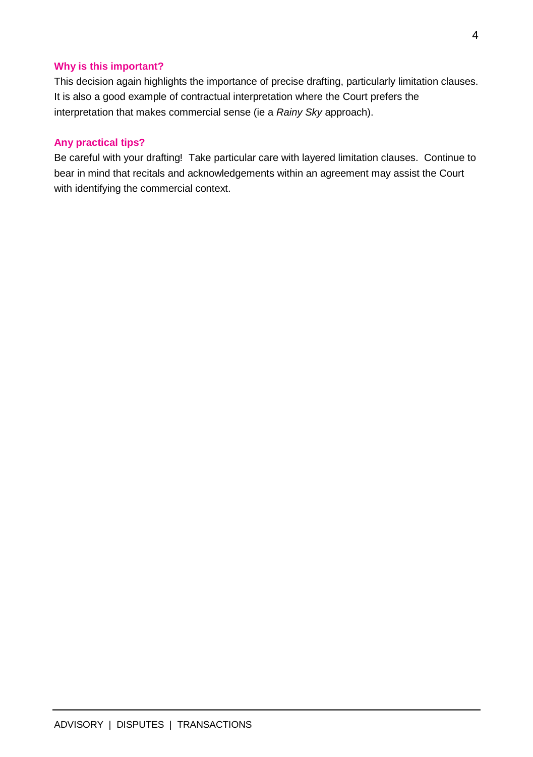### Why is this important?

This decision again highlights the importance of precise drafting, particularly limitation clauses. It is also a good example of contractual interpretation where the Court prefers the interpretation that makes commercial sense (ie a *Rainy Sky* approach).

### Any practical tips?

Be careful with your drafting! Take particular care with layered limitation clauses. Continue to bear in mind that recitals and acknowledgements within an agreement may assist the Court with identifying the commercial context.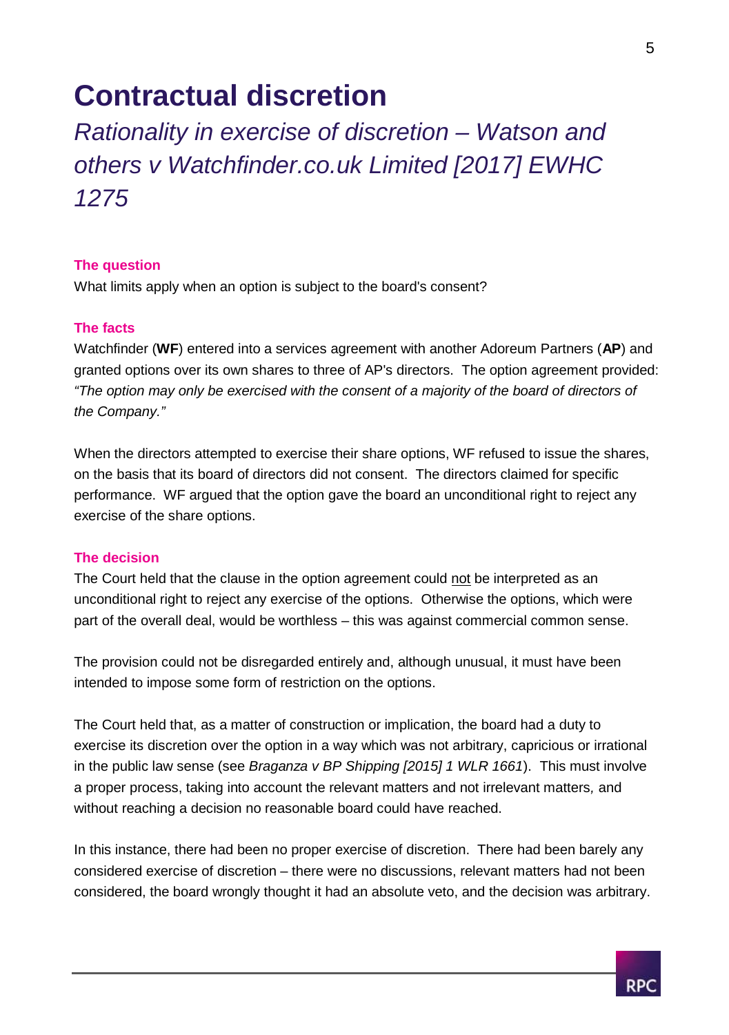# Contractual discretion

## *Rationality in exercise of discretion – Watson and others v Watchfinder.co.uk Limited [2017] EWHC 1275*

### The question

What limits apply when an option is subject to the board's consent?

### The facts

Watchfinder (**WF**) entered into a services agreement with another Adoreum Partners (**AP**) and granted options over its own shares to three of AP's directors. The option agreement provided: *"The option may only be exercised with the consent of a majority of the board of directors of the Company."*

When the directors attempted to exercise their share options, WF refused to issue the shares, on the basis that its board of directors did not consent. The directors claimed for specific performance. WF argued that the option gave the board an unconditional right to reject any exercise of the share options.

### The decision

The Court held that the clause in the option agreement could not be interpreted as an unconditional right to reject any exercise of the options. Otherwise the options, which were part of the overall deal, would be worthless – this was against commercial common sense.

The provision could not be disregarded entirely and, although unusual, it must have been intended to impose some form of restriction on the options.

The Court held that, as a matter of construction or implication, the board had a duty to exercise its discretion over the option in a way which was not arbitrary, capricious or irrational in the public law sense (see *Braganza v BP Shipping [2015] 1 WLR 1661*). This must involve a proper process, taking into account the relevant matters and not irrelevant matters, and without reaching a decision no reasonable board could have reached.

In this instance, there had been no proper exercise of discretion. There had been barely any considered exercise of discretion – there were no discussions, relevant matters had not been considered, the board wrongly thought it had an absolute veto, and the decision was arbitrary.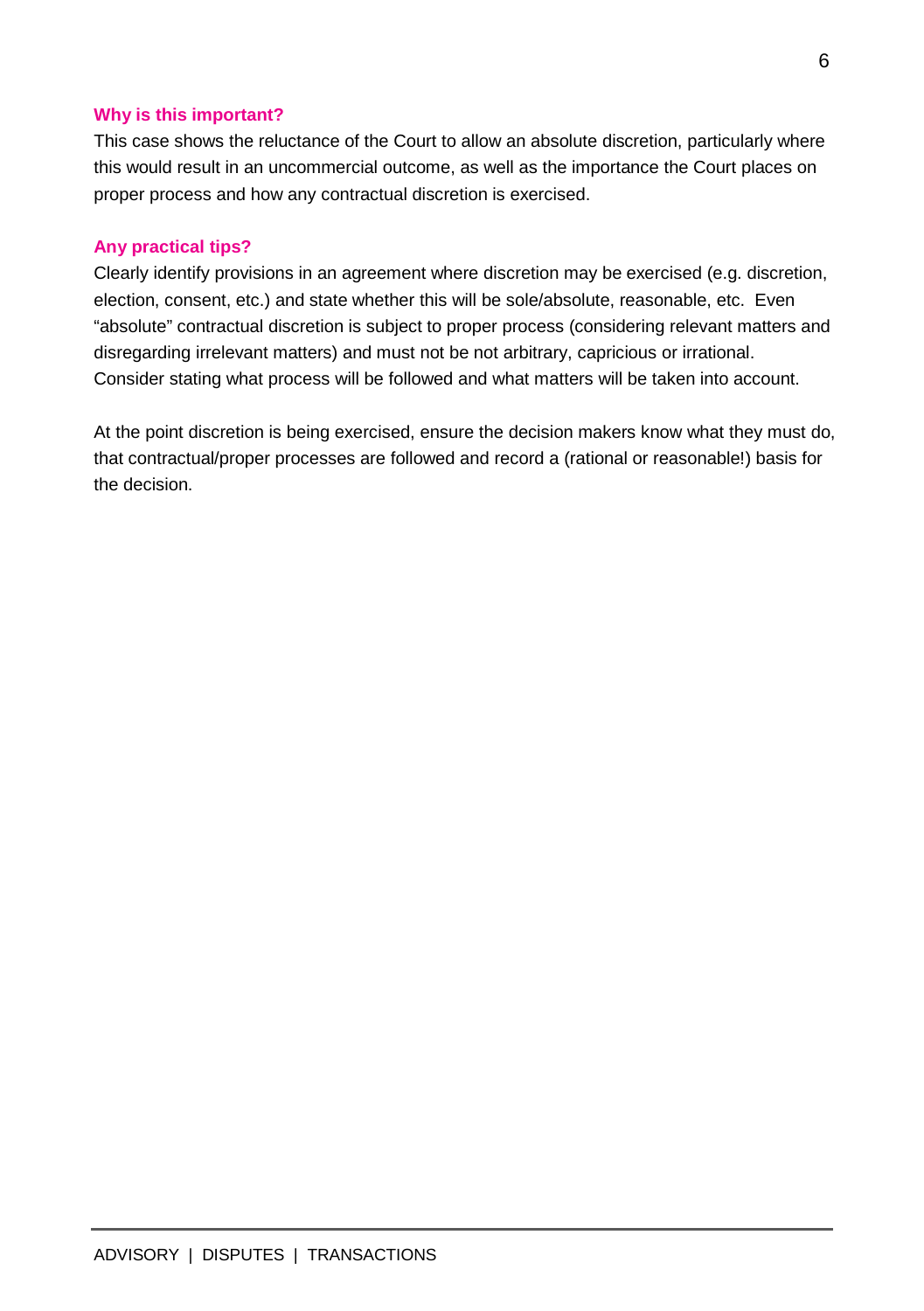### Why is this important?

This case shows the reluctance of the Court to allow an absolute discretion, particularly where this would result in an uncommercial outcome, as well as the importance the Court places on proper process and how any contractual discretion is exercised.

### Any practical tips?

Clearly identify provisions in an agreement where discretion may be exercised (e.g. discretion, election, consent, etc.) and state whether this will be sole/absolute, reasonable, etc. Even "absolute" contractual discretion is subject to proper process (considering relevant matters and disregarding irrelevant matters) and must not be not arbitrary, capricious or irrational. Consider stating what process will be followed and what matters will be taken into account.

At the point discretion is being exercised, ensure the decision makers know what they must do, that contractual/proper processes are followed and record a (rational or reasonable!) basis for the decision.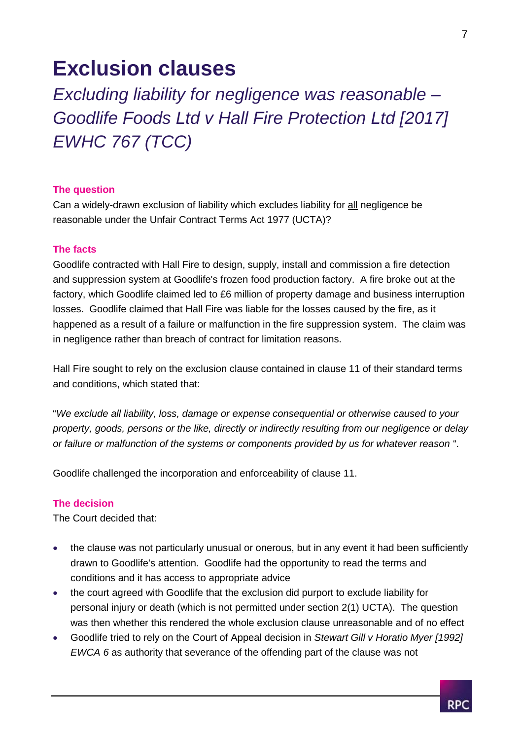# Exclusion clauses

## *Excluding liability for negligence was reasonable – Goodlife Foods Ltd v Hall Fire Protection Ltd [2017] EWHC 767 (TCC)*

### The question

Can a widely-drawn exclusion of liability which excludes liability for <u>all</u> negligence be reasonable under the Unfair Contract Terms Act 1977 (UCTA)?

### The facts

Goodlife contracted with Hall Fire to design, supply, install and commission a fire detection and suppression system at Goodlife's frozen food production factory. A fire broke out at the factory, which Goodlife claimed led to £6 million of property damage and business interruption losses. Goodlife claimed that Hall Fire was liable for the losses caused by the fire, as it happened as a result of a failure or malfunction in the fire suppression system. The claim was in negligence rather than breach of contract for limitation reasons.

Hall Fire sought to rely on the exclusion clause contained in clause 11 of their standard terms and conditions, which stated that:

"*We exclude all liability, loss, damage or expense consequential or otherwise caused to your property, goods, persons or the like, directly or indirectly resulting from our negligence or delay or failure or malfunction of the systems or components provided by us for whatever reason* ".

Goodlife challenged the incorporation and enforceability of clause 11.

### The decision

The Court decided that:

- the clause was not particularly unusual or onerous, but in any event it had been sufficiently drawn to Goodlife's attention. Goodlife had the opportunity to read the terms and conditions and it has access to appropriate advice
- the court agreed with Goodlife that the exclusion did purport to exclude liability for personal injury or death (which is not permitted under section 2(1) UCTA). The question was then whether this rendered the whole exclusion clause unreasonable and of no effect
- Goodlife tried to rely on the Court of Appeal decision in *Stewart Gill v Horatio Myer [1992] EWCA 6* as authority that severance of the offending part of the clause was not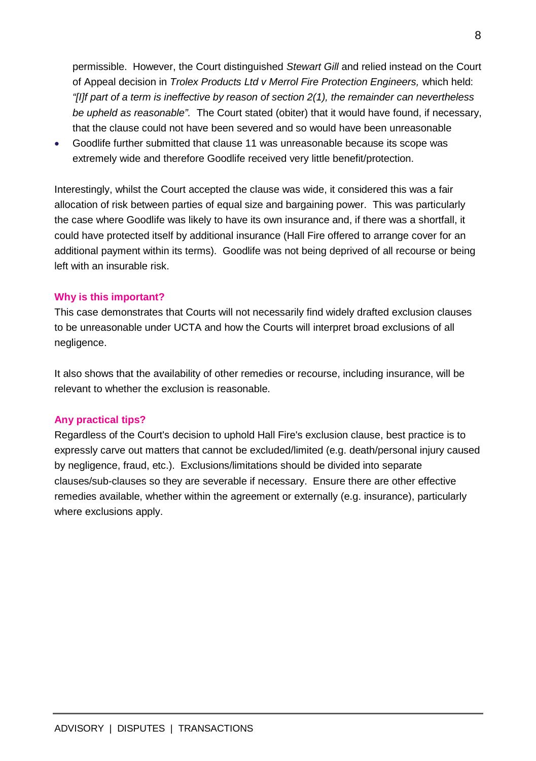permissible. However, the Court distinguished *Stewart Gill* and relied instead on the Court of Appeal decision in *Trolex Products Ltd v Merrol Fire Protection Engineers,* which held: *"[I]f part of a term is ineffective by reason of section 2(1), the remainder can nevertheless be upheld as reasonable".* The Court stated (obiter) that it would have found, if necessary, that the clause could not have been severed and so would have been unreasonable

- Goodlife further submitted that clause 11 was unreasonable because its scope was extremely wide and therefore Goodlife received very little benefit/protection.

Interestingly, whilst the Court accepted the clause was wide, it considered this was a fair allocation of risk between parties of equal size and bargaining power. This was particularly the case where Goodlife was likely to have its own insurance and, if there was a shortfall, it could have protected itself by additional insurance (Hall Fire offered to arrange cover for an additional payment within its terms). Goodlife was not being deprived of all recourse or being left with an insurable risk.

### Why is this important?

This case demonstrates that Courts will not necessarily find widely drafted exclusion clauses to be unreasonable under UCTA and how the Courts will interpret broad exclusions of all negligence.

It also shows that the availability of other remedies or recourse, including insurance, will be relevant to whether the exclusion is reasonable.

### Any practical tips?

Regardless of the Court's decision to uphold Hall Fire's exclusion clause, best practice is to expressly carve out matters that cannot be excluded/limited (e.g. death/personal injury caused by negligence, fraud, etc.). Exclusions/limitations should be divided into separate clauses/sub-clauses so they are severable if necessary. Ensure there are other effective remedies available, whether within the agreement or externally (e.g. insurance), particularly where exclusions apply.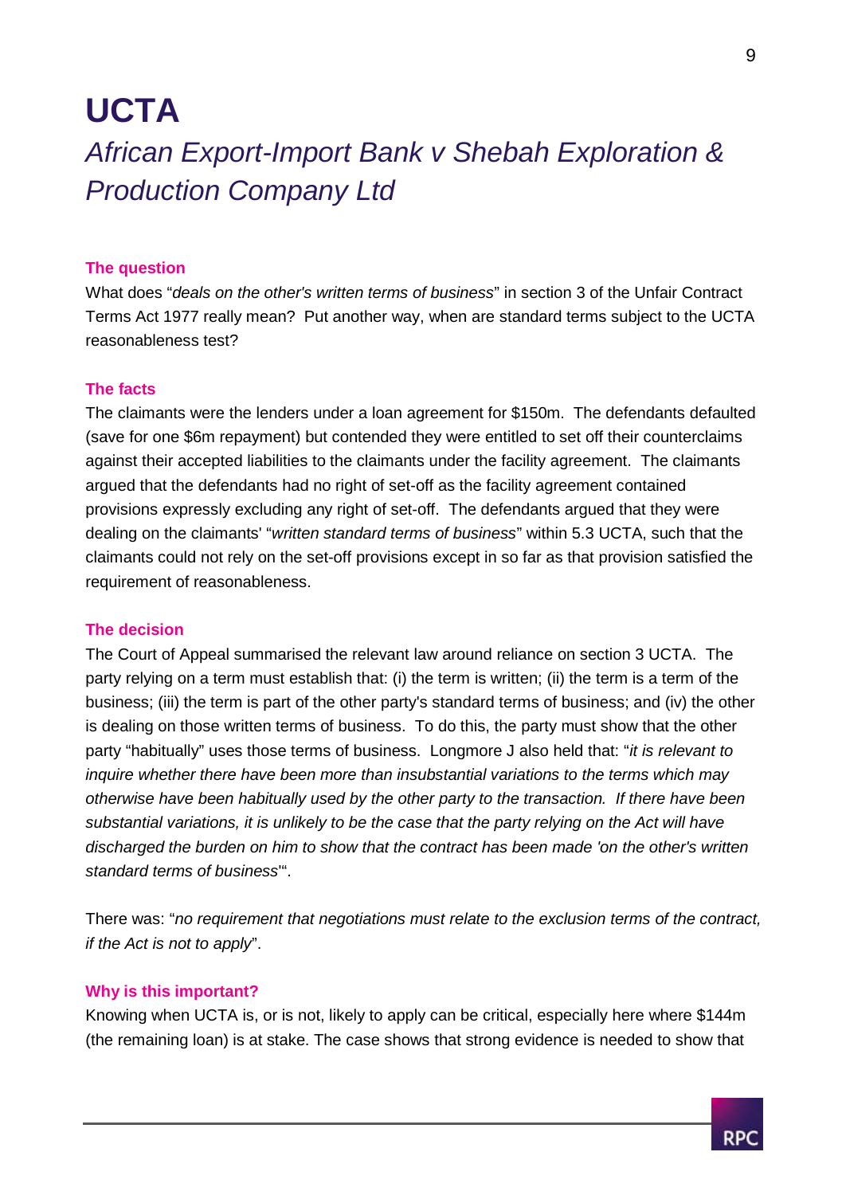# UCTA

## *African Export-Import Bank v Shebah Exploration & Production Company Ltd*

### The question

What does "*deals on the other's written terms of business*" in section 3 of the Unfair Contract Terms Act 1977 really mean? Put another way, when are standard terms subject to the UCTA reasonableness test?

### The facts

The claimants were the lenders under a loan agreement for $150m. The defendants defaulted (save for one $6m repayment) but contended they were entitled to set off their counterclaims against their accepted liabilities to the claimants under the facility agreement. The claimants argued that the defendants had no right of set-off as the facility agreement contained provisions expressly excluding any right of set-off. The defendants argued that they were dealing on the claimants' "*written standard terms of business*" within 5.3 UCTA, such that the claimants could not rely on the set-off provisions except in so far as that provision satisfied the requirement of reasonableness.

### The decision

The Court of Appeal summarised the relevant law around reliance on section 3 UCTA. The party relying on a term must establish that: (i) the term is written; (ii) the term is a term of the business; (iii) the term is part of the other party's standard terms of business; and (iv) the other is dealing on those written terms of business. To do this, the party must show that the other party "habitually" uses those terms of business. Longmore J also held that: "*it is relevant to inquire whether there have been more than insubstantial variations to the terms which may otherwise have been habitually used by the other party to the transaction. If there have been substantial variations, it is unlikely to be the case that the party relying on the Act will have discharged the burden on him to show that the contract has been made 'on the other's written standard terms of business*'".

There was: "*no requirement that negotiations must relate to the exclusion terms of the contract, if the Act is not to apply*".

### Why is this important?

Knowing when UCTA is, or is not, likely to apply can be critical, especially here where $144m (the remaining loan) is at stake. The case shows that strong evidence is needed to show that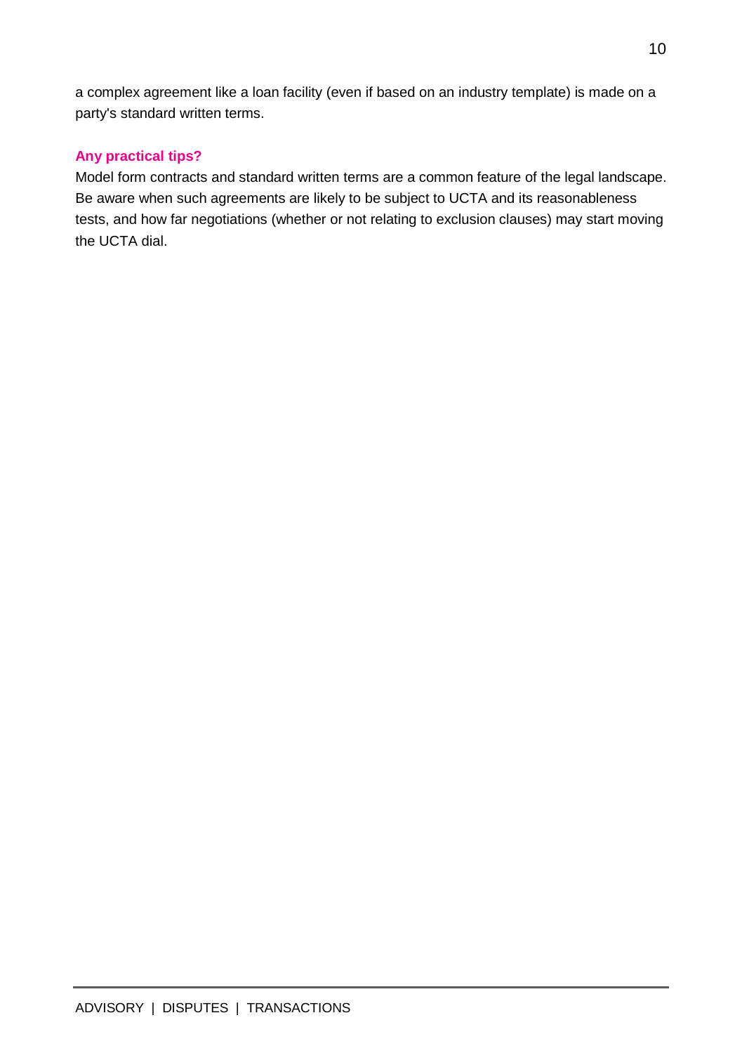a complex agreement like a loan facility (even if based on an industry template) is made on a party's standard written terms.

### Any practical tips?

Model form contracts and standard written terms are a common feature of the legal landscape. Be aware when such agreements are likely to be subject to UCTA and its reasonableness tests, and how far negotiations (whether or not relating to exclusion clauses) may start moving the UCTA dial.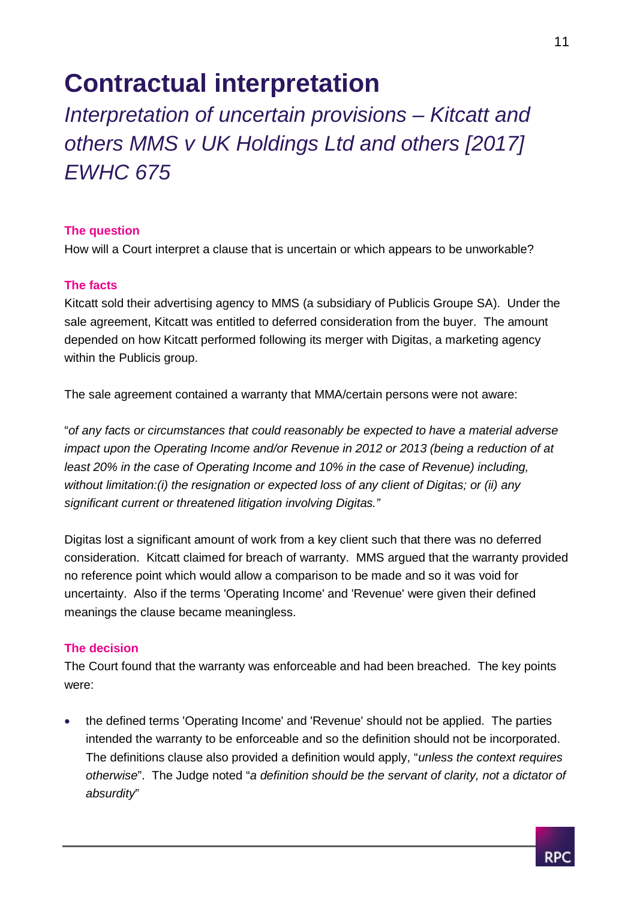# Contractual interpretation

## *Interpretation of uncertain provisions – Kitcatt and others MMS v UK Holdings Ltd and others [2017] EWHC 675*

### The question

How will a Court interpret a clause that is uncertain or which appears to be unworkable?

### The facts

Kitcatt sold their advertising agency to MMS (a subsidiary of Publicis Groupe SA). Under the sale agreement, Kitcatt was entitled to deferred consideration from the buyer. The amount depended on how Kitcatt performed following its merger with Digitas, a marketing agency within the Publicis group.

The sale agreement contained a warranty that MMA/certain persons were not aware:

"*of any facts or circumstances that could reasonably be expected to have a material adverse impact upon the Operating Income and/or Revenue in 2012 or 2013 (being a reduction of at least 20% in the case of Operating Income and 10% in the case of Revenue) including, without limitation:(i) the resignation or expected loss of any client of Digitas; or (ii) any significant current or threatened litigation involving Digitas.*"

Digitas lost a significant amount of work from a key client such that there was no deferred consideration. Kitcatt claimed for breach of warranty. MMS argued that the warranty provided no reference point which would allow a comparison to be made and so it was void for uncertainty. Also if the terms 'Operating Income' and 'Revenue' were given their defined meanings the clause became meaningless.

### The decision

The Court found that the warranty was enforceable and had been breached. The key points were:

- the defined terms 'Operating Income' and 'Revenue' should not be applied. The parties intended the warranty to be enforceable and so the definition should not be incorporated. The definitions clause also provided a definition would apply, "*unless the context requires otherwise*". The Judge noted "*a definition should be the servant of clarity, not a dictator of absurdity*"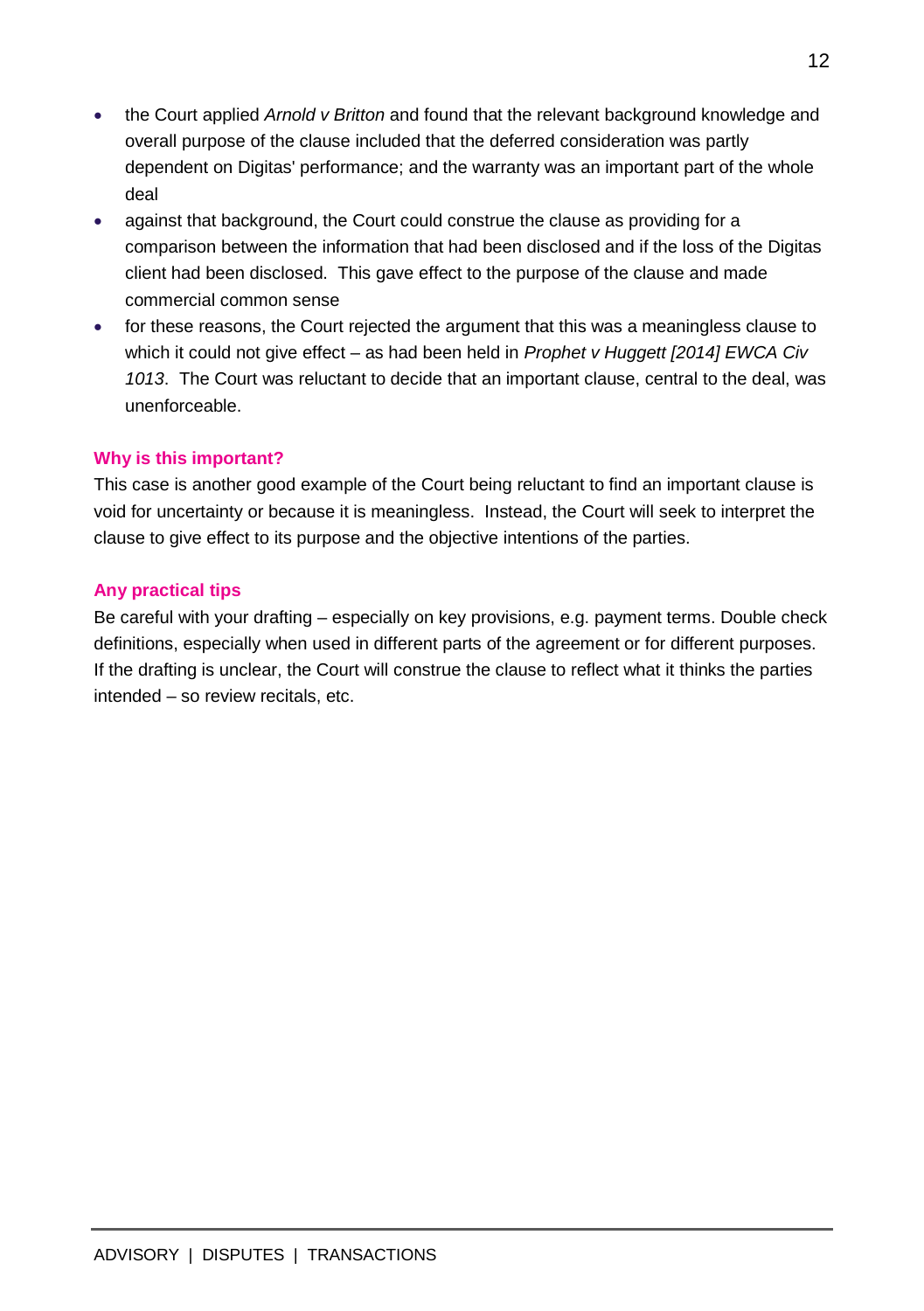- the Court applied *Arnold v Britton* and found that the relevant background knowledge and overall purpose of the clause included that the deferred consideration was partly dependent on Digitas' performance; and the warranty was an important part of the whole deal
- against that background, the Court could construe the clause as providing for a comparison between the information that had been disclosed and if the loss of the Digitas client had been disclosed. This gave effect to the purpose of the clause and made commercial common sense
- for these reasons, the Court rejected the argument that this was a meaningless clause to which it could not give effect – as had been held in *Prophet v Huggett [2014] EWCA Civ 1013*. The Court was reluctant to decide that an important clause, central to the deal, was unenforceable.

### Why is this important?

This case is another good example of the Court being reluctant to find an important clause is void for uncertainty or because it is meaningless. Instead, the Court will seek to interpret the clause to give effect to its purpose and the objective intentions of the parties.

### Any practical tips

Be careful with your drafting – especially on key provisions, e.g. payment terms. Double check definitions, especially when used in different parts of the agreement or for different purposes. If the drafting is unclear, the Court will construe the clause to reflect what it thinks the parties intended – so review recitals, etc.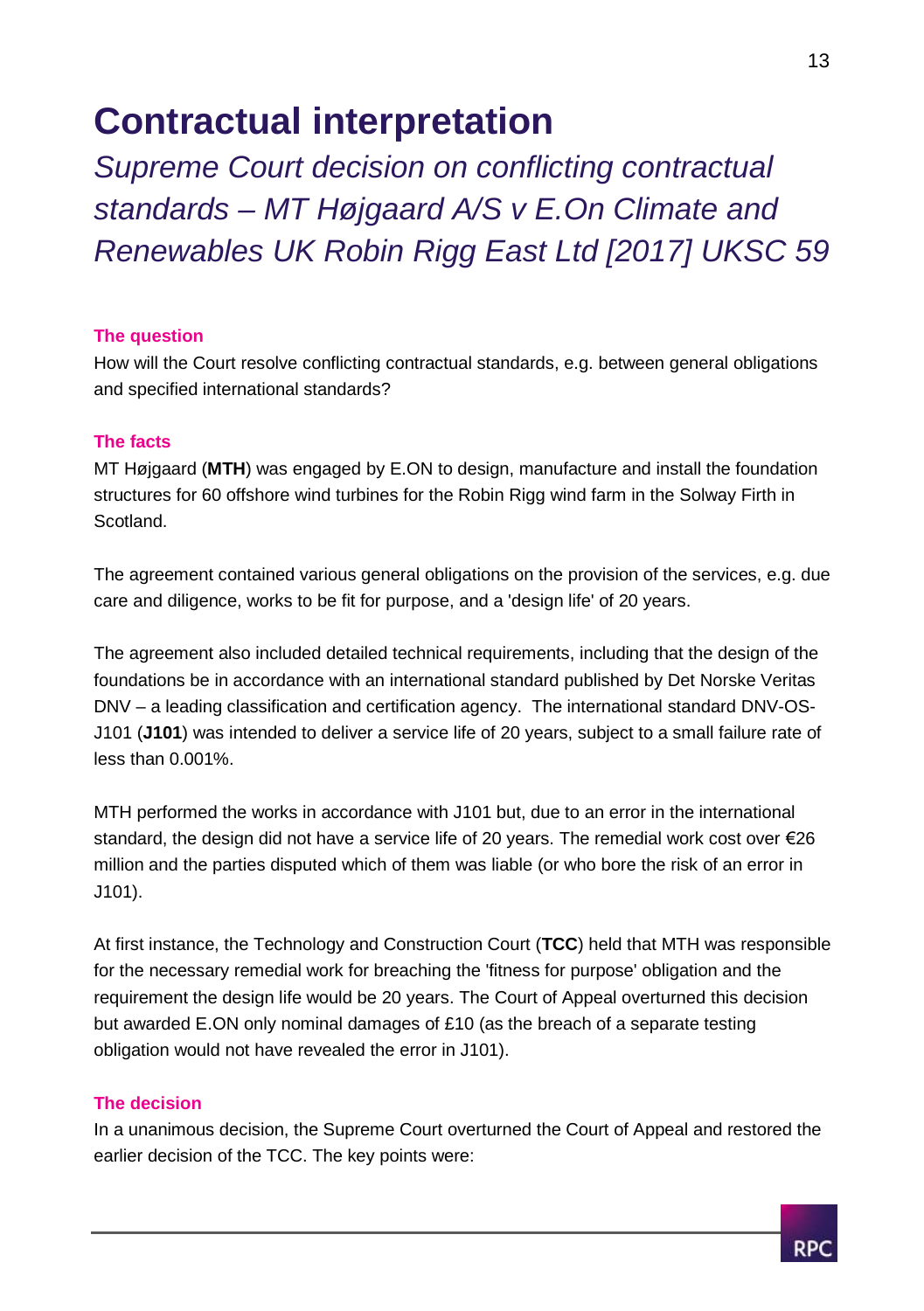# Contractual interpretation

*Supreme Court decision on conflicting contractual standards – MT Højgaard A/S v E.On Climate and Renewables UK Robin Rigg East Ltd [2017] UKSC 59*

### The question

How will the Court resolve conflicting contractual standards, e.g. between general obligations and specified international standards?

### The facts

MT Højgaard (**MTH**) was engaged by E.ON to design, manufacture and install the foundation structures for 60 offshore wind turbines for the Robin Rigg wind farm in the Solway Firth in Scotland.

The agreement contained various general obligations on the provision of the services, e.g. due care and diligence, works to be fit for purpose, and a 'design life' of 20 years.

The agreement also included detailed technical requirements, including that the design of the foundations be in accordance with an international standard published by Det Norske Veritas DNV – a leading classification and certification agency. The international standard DNV-OS-J101 (**J101**) was intended to deliver a service life of 20 years, subject to a small failure rate of less than 0.001%.

MTH performed the works in accordance with J101 but, due to an error in the international standard, the design did not have a service life of 20 years. The remedial work cost over €26 million and the parties disputed which of them was liable (or who bore the risk of an error in J101).

At first instance, the Technology and Construction Court (**TCC**) held that MTH was responsible for the necessary remedial work for breaching the 'fitness for purpose' obligation and the requirement the design life would be 20 years. The Court of Appeal overturned this decision but awarded E.ON only nominal damages of £10 (as the breach of a separate testing obligation would not have revealed the error in J101).

### The decision

In a unanimous decision, the Supreme Court overturned the Court of Appeal and restored the earlier decision of the TCC. The key points were: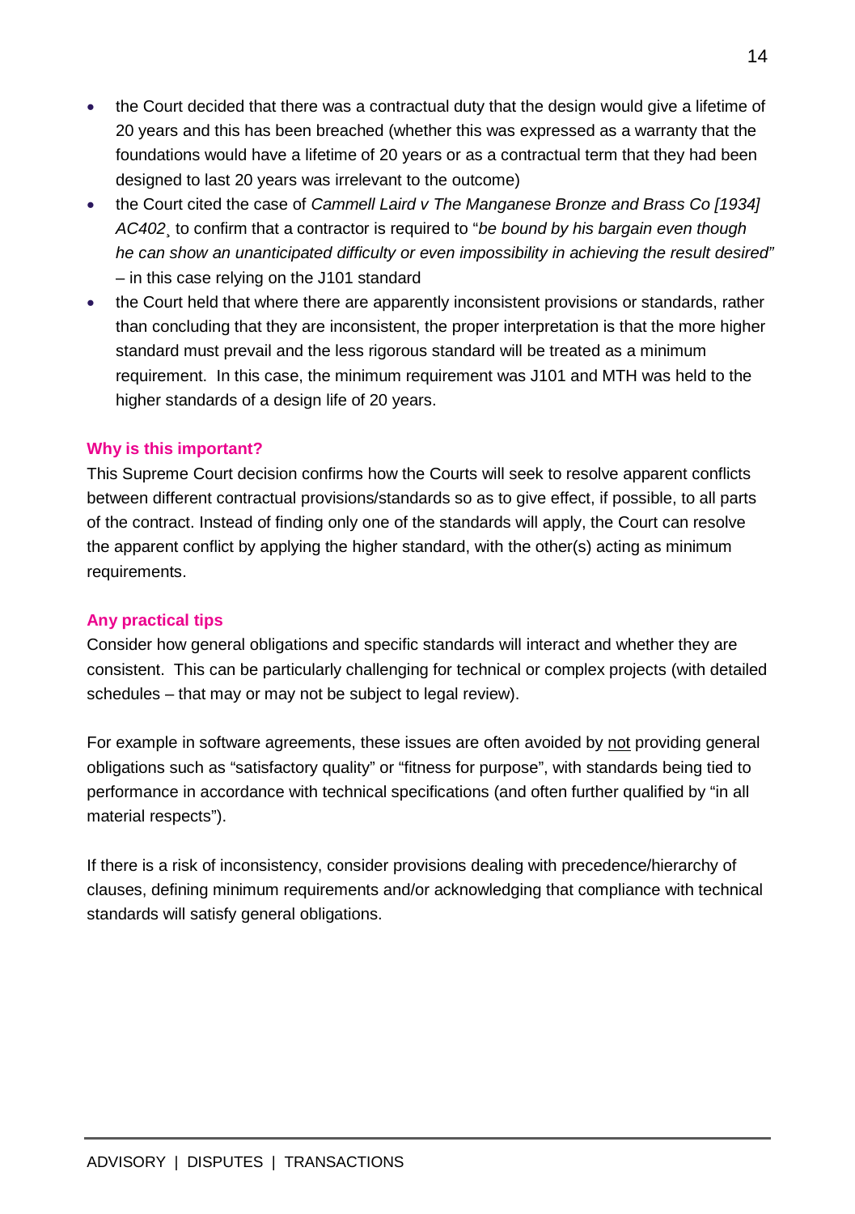- the Court decided that there was a contractual duty that the design would give a lifetime of 20 years and this has been breached (whether this was expressed as a warranty that the foundations would have a lifetime of 20 years or as a contractual term that they had been designed to last 20 years was irrelevant to the outcome)
- the Court cited the case of *Cammell Laird v The Manganese Bronze and Brass Co [1934] AC402*¸ to confirm that a contractor is required to "*be bound by his bargain even though he can show an unanticipated difficulty or even impossibility in achieving the result desired"* – in this case relying on the J101 standard
- the Court held that where there are apparently inconsistent provisions or standards, rather than concluding that they are inconsistent, the proper interpretation is that the more higher standard must prevail and the less rigorous standard will be treated as a minimum requirement. In this case, the minimum requirement was J101 and MTH was held to the higher standards of a design life of 20 years.

**Why is this important?**

This Supreme Court decision confirms how the Courts will seek to resolve apparent conflicts between different contractual provisions/standards so as to give effect, if possible, to all parts of the contract. Instead of finding only one of the standards will apply, the Court can resolve the apparent conflict by applying the higher standard, with the other(s) acting as minimum requirements.

**Any practical tips**

Consider how general obligations and specific standards will interact and whether they are consistent. This can be particularly challenging for technical or complex projects (with detailed schedules – that may or may not be subject to legal review).

For example in software agreements, these issues are often avoided by <u>not</u> providing general obligations such as "satisfactory quality" or "fitness for purpose", with standards being tied to performance in accordance with technical specifications (and often further qualified by "in all material respects").

If there is a risk of inconsistency, consider provisions dealing with precedence/hierarchy of clauses, defining minimum requirements and/or acknowledging that compliance with technical standards will satisfy general obligations.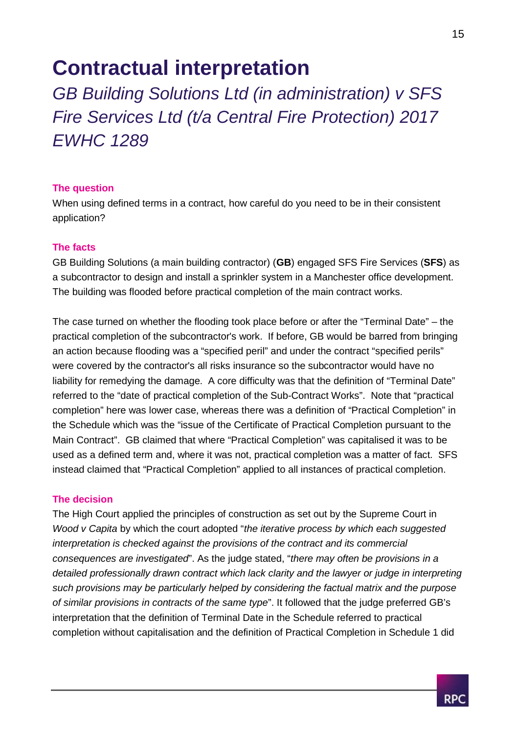# Contractual interpretation

## *GB Building Solutions Ltd (in administration) v SFS Fire Services Ltd (t/a Central Fire Protection) 2017 EWHC 1289*

### The question

When using defined terms in a contract, how careful do you need to be in their consistent application?

### The facts

GB Building Solutions (a main building contractor) (**GB**) engaged SFS Fire Services (**SFS**) as a subcontractor to design and install a sprinkler system in a Manchester office development. The building was flooded before practical completion of the main contract works.

The case turned on whether the flooding took place before or after the "Terminal Date" – the practical completion of the subcontractor's work. If before, GB would be barred from bringing an action because flooding was a "specified peril" and under the contract "specified perils" were covered by the contractor's all risks insurance so the subcontractor would have no liability for remedying the damage. A core difficulty was that the definition of "Terminal Date" referred to the "date of practical completion of the Sub-Contract Works". Note that "practical completion" here was lower case, whereas there was a definition of "Practical Completion" in the Schedule which was the "issue of the Certificate of Practical Completion pursuant to the Main Contract". GB claimed that where "Practical Completion" was capitalised it was to be used as a defined term and, where it was not, practical completion was a matter of fact. SFS instead claimed that "Practical Completion" applied to all instances of practical completion.

### The decision

The High Court applied the principles of construction as set out by the Supreme Court in *Wood v Capita* by which the court adopted "*the iterative process by which each suggested interpretation is checked against the provisions of the contract and its commercial consequences are investigated*". As the judge stated, "*there may often be provisions in a detailed professionally drawn contract which lack clarity and the lawyer or judge in interpreting such provisions may be particularly helped by considering the factual matrix and the purpose of similar provisions in contracts of the same type*". It followed that the judge preferred GB's interpretation that the definition of Terminal Date in the Schedule referred to practical completion without capitalisation and the definition of Practical Completion in Schedule 1 did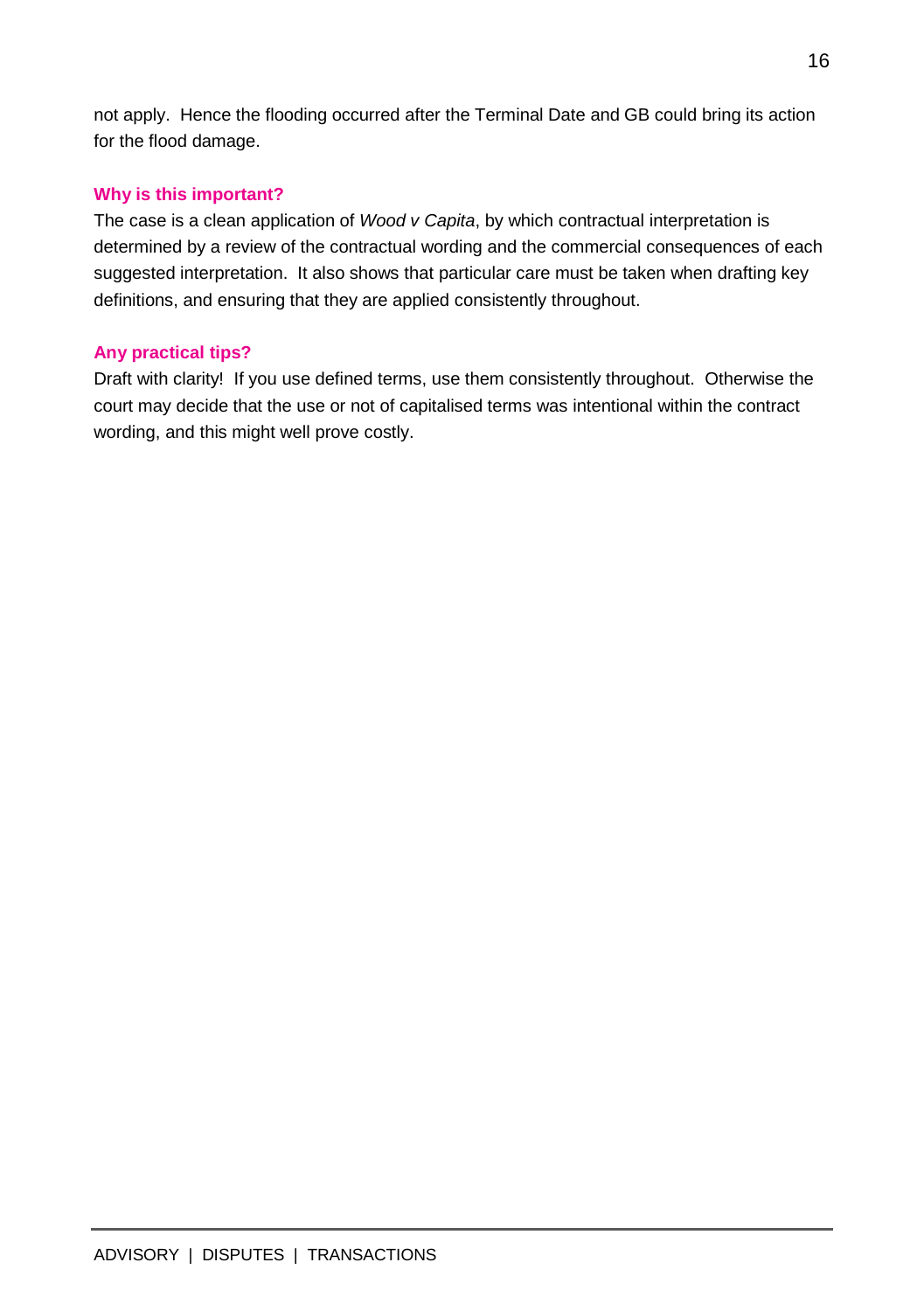not apply. Hence the flooding occurred after the Terminal Date and GB could bring its action for the flood damage.

### Why is this important?

The case is a clean application of *Wood v Capita*, by which contractual interpretation is determined by a review of the contractual wording and the commercial consequences of each suggested interpretation. It also shows that particular care must be taken when drafting key definitions, and ensuring that they are applied consistently throughout.

### Any practical tips?

Draft with clarity! If you use defined terms, use them consistently throughout. Otherwise the court may decide that the use or not of capitalised terms was intentional within the contract wording, and this might well prove costly.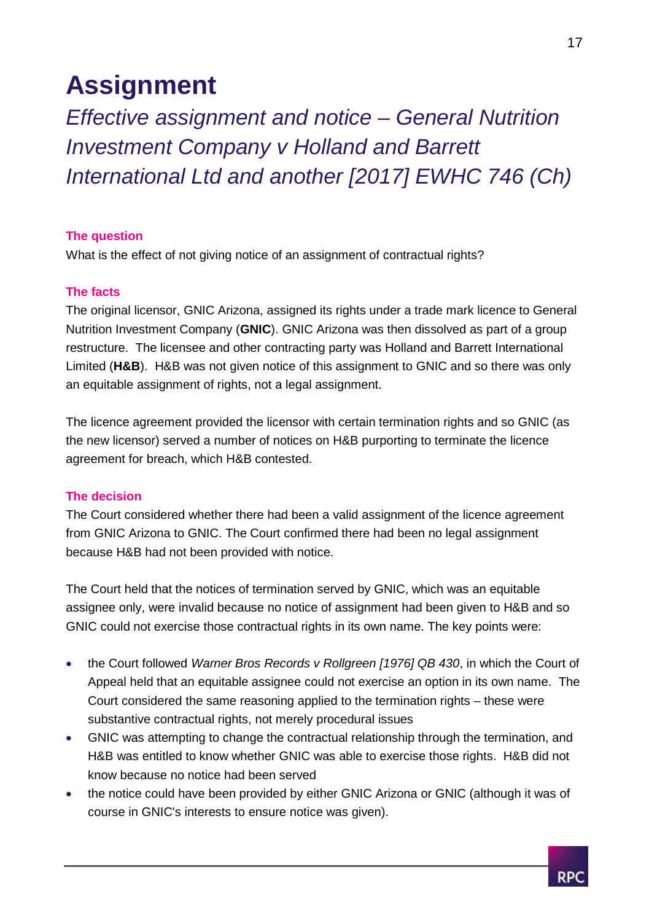# Assignment

## *Effective assignment and notice – General Nutrition Investment Company v Holland and Barrett International Ltd and another [2017] EWHC 746 (Ch)*

#### The question

What is the effect of not giving notice of an assignment of contractual rights?

#### The facts

The original licensor, GNIC Arizona, assigned its rights under a trade mark licence to General Nutrition Investment Company (**GNIC**). GNIC Arizona was then dissolved as part of a group restructure. The licensee and other contracting party was Holland and Barrett International Limited (**H&B**). H&B was not given notice of this assignment to GNIC and so there was only an equitable assignment of rights, not a legal assignment.

The licence agreement provided the licensor with certain termination rights and so GNIC (as the new licensor) served a number of notices on H&B purporting to terminate the licence agreement for breach, which H&B contested.

#### The decision

The Court considered whether there had been a valid assignment of the licence agreement from GNIC Arizona to GNIC. The Court confirmed there had been no legal assignment because H&B had not been provided with notice.

The Court held that the notices of termination served by GNIC, which was an equitable assignee only, were invalid because no notice of assignment had been given to H&B and so GNIC could not exercise those contractual rights in its own name. The key points were:

- the Court followed *Warner Bros Records v Rollgreen [1976] QB 430*, in which the Court of Appeal held that an equitable assignee could not exercise an option in its own name. The Court considered the same reasoning applied to the termination rights – these were substantive contractual rights, not merely procedural issues
- GNIC was attempting to change the contractual relationship through the termination, and H&B was entitled to know whether GNIC was able to exercise those rights. H&B did not know because no notice had been served
- the notice could have been provided by either GNIC Arizona or GNIC (although it was of course in GNIC's interests to ensure notice was given).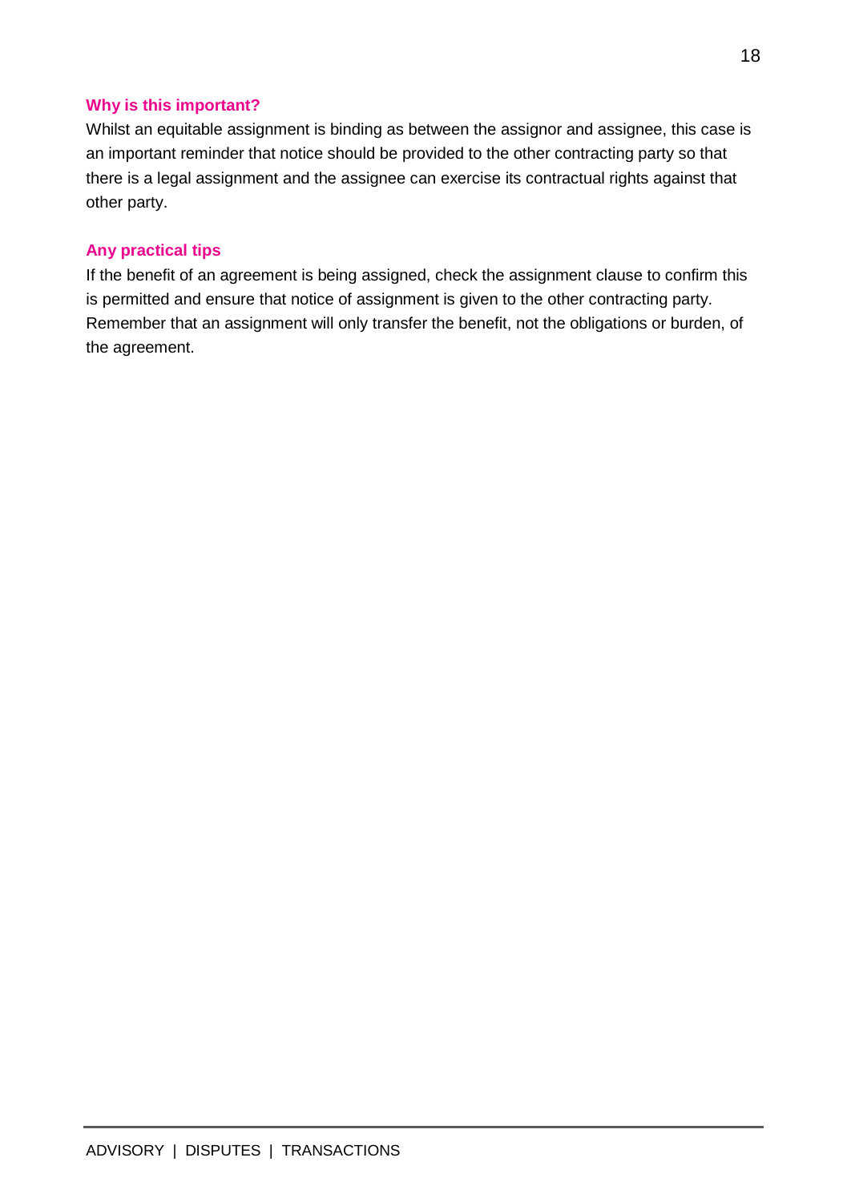### Why is this important?

Whilst an equitable assignment is binding as between the assignor and assignee, this case is an important reminder that notice should be provided to the other contracting party so that there is a legal assignment and the assignee can exercise its contractual rights against that other party.

### Any practical tips

If the benefit of an agreement is being assigned, check the assignment clause to confirm this is permitted and ensure that notice of assignment is given to the other contracting party. Remember that an assignment will only transfer the benefit, not the obligations or burden, of the agreement.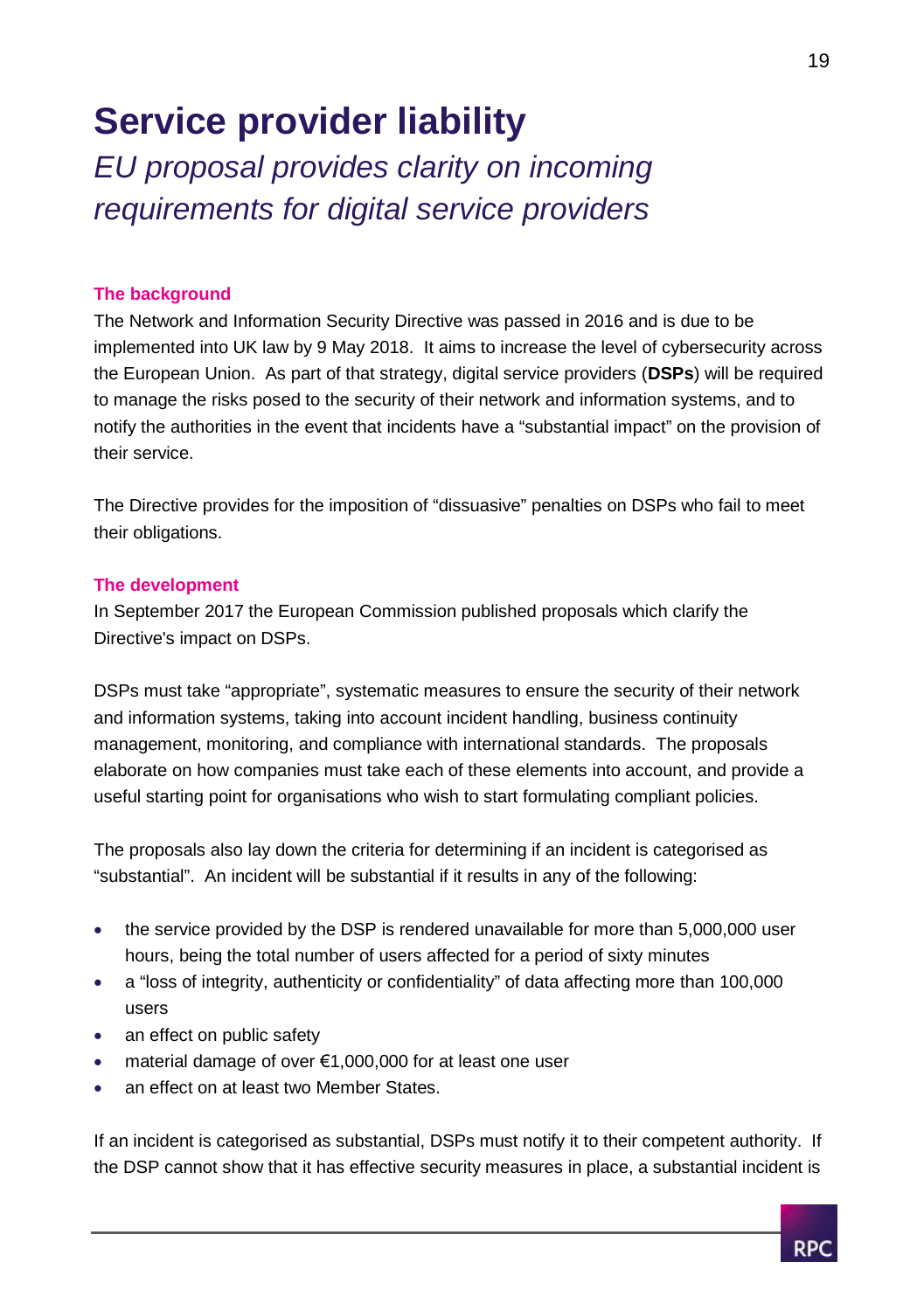# Service provider liability

## *EU proposal provides clarity on incoming requirements for digital service providers*

**The background**

The Network and Information Security Directive was passed in 2016 and is due to be implemented into UK law by 9 May 2018. It aims to increase the level of cybersecurity across the European Union. As part of that strategy, digital service providers (**DSPs**) will be required to manage the risks posed to the security of their network and information systems, and to notify the authorities in the event that incidents have a "substantial impact" on the provision of their service.

The Directive provides for the imposition of "dissuasive" penalties on DSPs who fail to meet their obligations.

**The development**

In September 2017 the European Commission published proposals which clarify the Directive's impact on DSPs.

DSPs must take "appropriate", systematic measures to ensure the security of their network and information systems, taking into account incident handling, business continuity management, monitoring, and compliance with international standards. The proposals elaborate on how companies must take each of these elements into account, and provide a useful starting point for organisations who wish to start formulating compliant policies.

The proposals also lay down the criteria for determining if an incident is categorised as "substantial". An incident will be substantial if it results in any of the following:

- the service provided by the DSP is rendered unavailable for more than 5,000,000 user hours, being the total number of users affected for a period of sixty minutes
- a "loss of integrity, authenticity or confidentiality" of data affecting more than 100,000 users
- an effect on public safety
- material damage of over €1,000,000 for at least one user
- an effect on at least two Member States.

If an incident is categorised as substantial, DSPs must notify it to their competent authority. If the DSP cannot show that it has effective security measures in place, a substantial incident is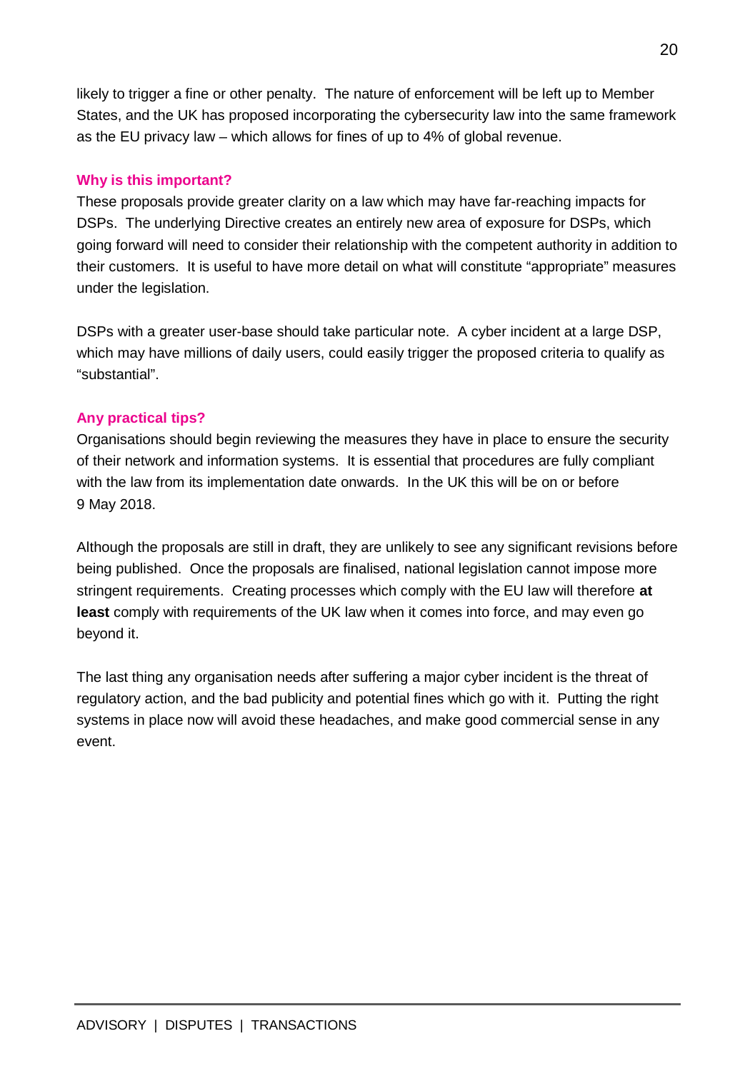likely to trigger a fine or other penalty. The nature of enforcement will be left up to Member States, and the UK has proposed incorporating the cybersecurity law into the same framework as the EU privacy law – which allows for fines of up to 4% of global revenue.

### Why is this important?

These proposals provide greater clarity on a law which may have far-reaching impacts for DSPs. The underlying Directive creates an entirely new area of exposure for DSPs, which going forward will need to consider their relationship with the competent authority in addition to their customers. It is useful to have more detail on what will constitute "appropriate" measures under the legislation.

DSPs with a greater user-base should take particular note. A cyber incident at a large DSP, which may have millions of daily users, could easily trigger the proposed criteria to qualify as "substantial".

### Any practical tips?

Organisations should begin reviewing the measures they have in place to ensure the security of their network and information systems. It is essential that procedures are fully compliant with the law from its implementation date onwards. In the UK this will be on or before 9 May 2018.

Although the proposals are still in draft, they are unlikely to see any significant revisions before being published. Once the proposals are finalised, national legislation cannot impose more stringent requirements. Creating processes which comply with the EU law will therefore **at least** comply with requirements of the UK law when it comes into force, and may even go beyond it.

The last thing any organisation needs after suffering a major cyber incident is the threat of regulatory action, and the bad publicity and potential fines which go with it. Putting the right systems in place now will avoid these headaches, and make good commercial sense in any event.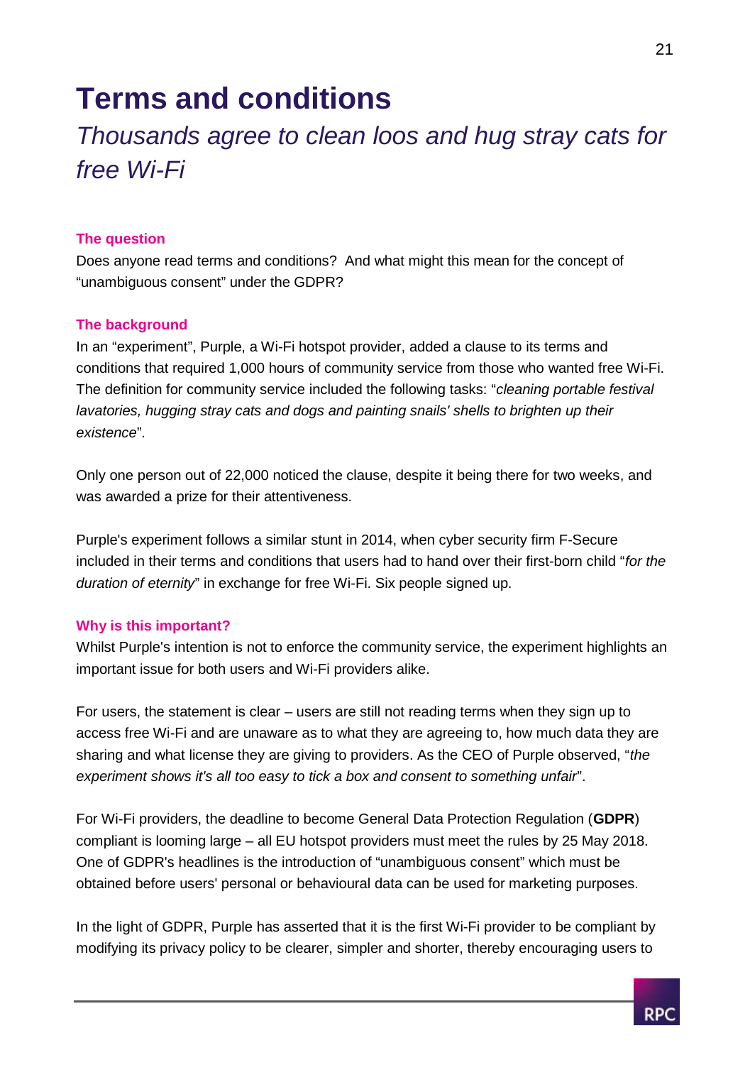# Terms and conditions

## *Thousands agree to clean loos and hug stray cats for free Wi-Fi*

### The question

Does anyone read terms and conditions? And what might this mean for the concept of "unambiguous consent" under the GDPR?

### The background

In an "experiment", Purple, a Wi-Fi hotspot provider, added a clause to its terms and conditions that required 1,000 hours of community service from those who wanted free Wi-Fi. The definition for community service included the following tasks: "*cleaning portable festival lavatories, hugging stray cats and dogs and painting snails' shells to brighten up their existence*".

Only one person out of 22,000 noticed the clause, despite it being there for two weeks, and was awarded a prize for their attentiveness.

Purple's experiment follows a similar stunt in 2014, when cyber security firm F-Secure included in their terms and conditions that users had to hand over their first-born child "*for the duration of eternity*" in exchange for free Wi-Fi. Six people signed up.

### Why is this important?

Whilst Purple's intention is not to enforce the community service, the experiment highlights an important issue for both users and Wi-Fi providers alike.

For users, the statement is clear – users are still not reading terms when they sign up to access free Wi-Fi and are unaware as to what they are agreeing to, how much data they are sharing and what license they are giving to providers. As the CEO of Purple observed, "*the experiment shows it's all too easy to tick a box and consent to something unfair*".

For Wi-Fi providers, the deadline to become General Data Protection Regulation (**GDPR**) compliant is looming large – all EU hotspot providers must meet the rules by 25 May 2018. One of GDPR's headlines is the introduction of "unambiguous consent" which must be obtained before users' personal or behavioural data can be used for marketing purposes.

In the light of GDPR, Purple has asserted that it is the first Wi-Fi provider to be compliant by modifying its privacy policy to be clearer, simpler and shorter, thereby encouraging users to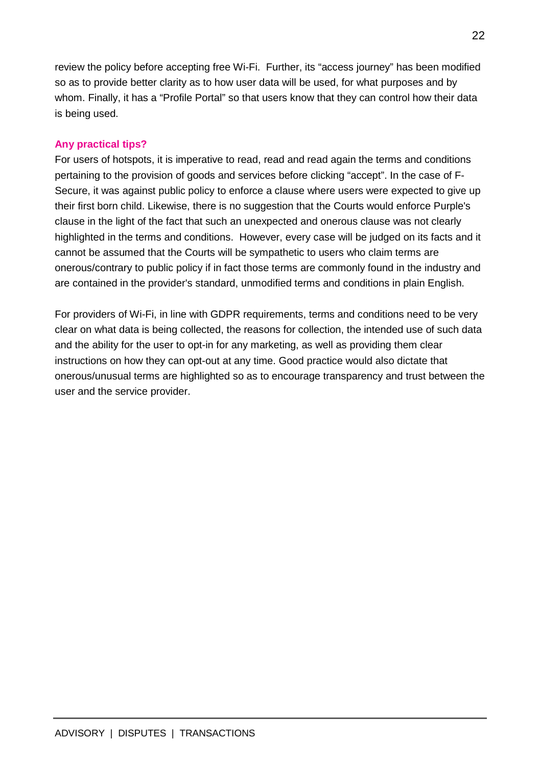review the policy before accepting free Wi-Fi. Further, its "access journey" has been modified so as to provide better clarity as to how user data will be used, for what purposes and by whom. Finally, it has a "Profile Portal" so that users know that they can control how their data is being used.

### Any practical tips?

For users of hotspots, it is imperative to read, read and read again the terms and conditions pertaining to the provision of goods and services before clicking "accept". In the case of F-Secure, it was against public policy to enforce a clause where users were expected to give up their first born child. Likewise, there is no suggestion that the Courts would enforce Purple's clause in the light of the fact that such an unexpected and onerous clause was not clearly highlighted in the terms and conditions. However, every case will be judged on its facts and it cannot be assumed that the Courts will be sympathetic to users who claim terms are onerous/contrary to public policy if in fact those terms are commonly found in the industry and are contained in the provider's standard, unmodified terms and conditions in plain English.

For providers of Wi-Fi, in line with GDPR requirements, terms and conditions need to be very clear on what data is being collected, the reasons for collection, the intended use of such data and the ability for the user to opt-in for any marketing, as well as providing them clear instructions on how they can opt-out at any time. Good practice would also dictate that onerous/unusual terms are highlighted so as to encourage transparency and trust between the user and the service provider.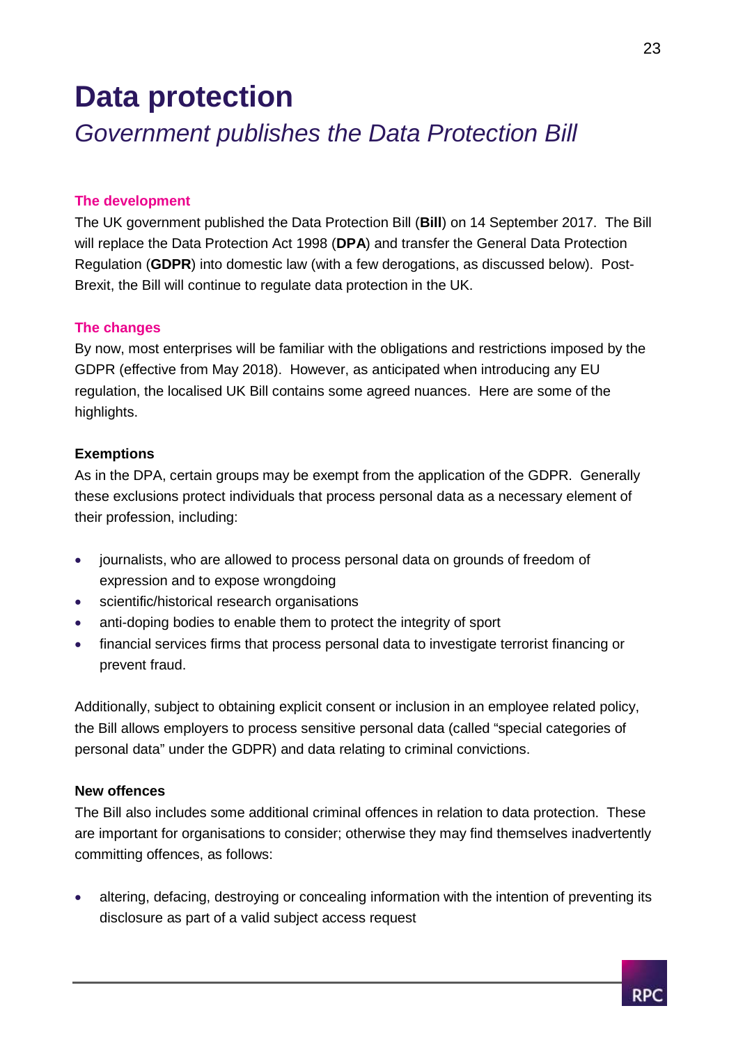# Data protection

## *Government publishes the Data Protection Bill*

### The development

The UK government published the Data Protection Bill (**Bill**) on 14 September 2017. The Bill will replace the Data Protection Act 1998 (**DPA**) and transfer the General Data Protection Regulation (**GDPR**) into domestic law (with a few derogations, as discussed below). Post-Brexit, the Bill will continue to regulate data protection in the UK.

### The changes

By now, most enterprises will be familiar with the obligations and restrictions imposed by the GDPR (effective from May 2018). However, as anticipated when introducing any EU regulation, the localised UK Bill contains some agreed nuances. Here are some of the highlights.

**Exemptions**

As in the DPA, certain groups may be exempt from the application of the GDPR. Generally these exclusions protect individuals that process personal data as a necessary element of their profession, including:

- journalists, who are allowed to process personal data on grounds of freedom of expression and to expose wrongdoing
- scientific/historical research organisations
- anti-doping bodies to enable them to protect the integrity of sport
- financial services firms that process personal data to investigate terrorist financing or prevent fraud.

Additionally, subject to obtaining explicit consent or inclusion in an employee related policy, the Bill allows employers to process sensitive personal data (called "special categories of personal data" under the GDPR) and data relating to criminal convictions.

**New offences**

The Bill also includes some additional criminal offences in relation to data protection. These are important for organisations to consider; otherwise they may find themselves inadvertently committing offences, as follows:

- altering, defacing, destroying or concealing information with the intention of preventing its disclosure as part of a valid subject access request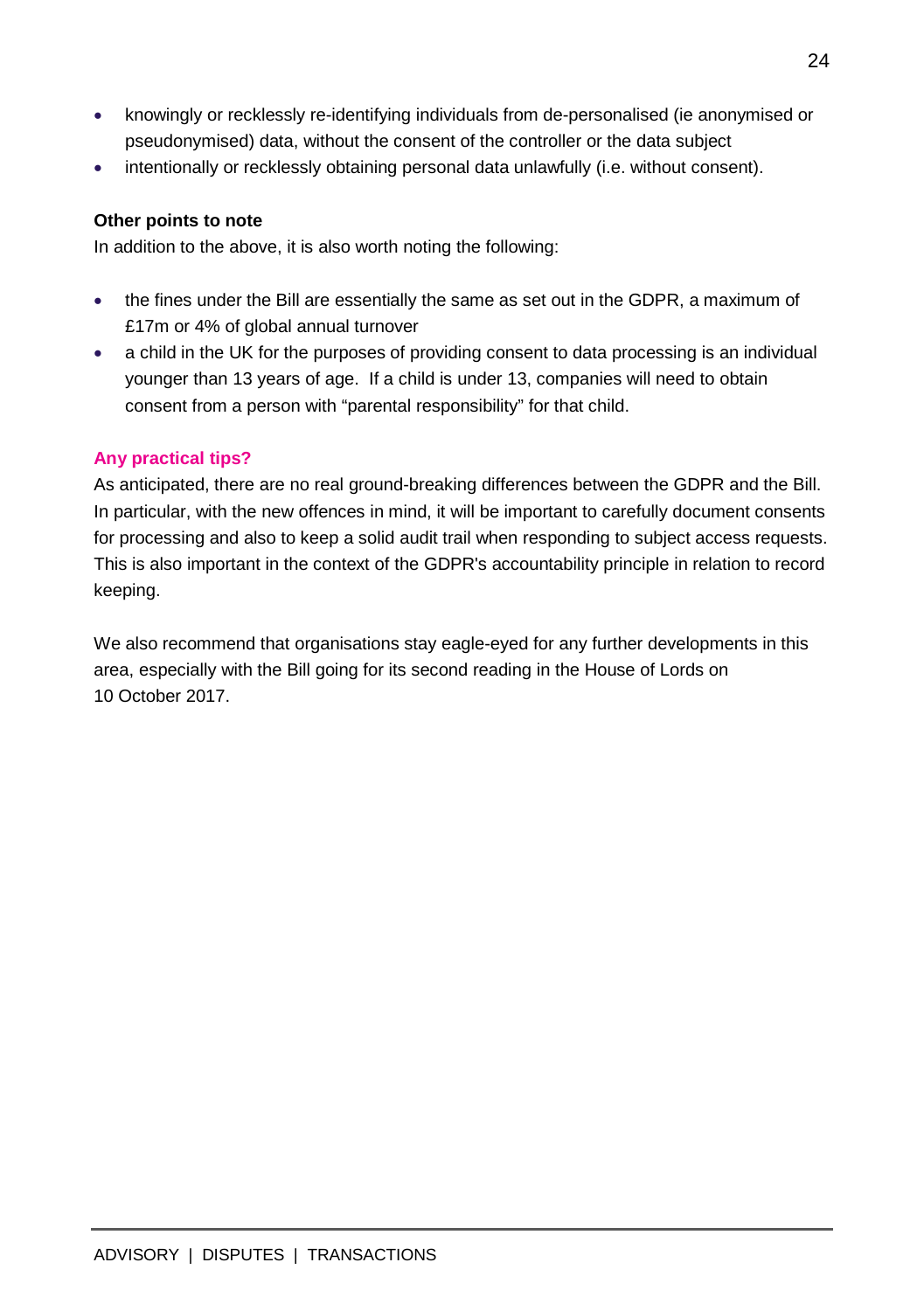- knowingly or recklessly re-identifying individuals from de-personalised (ie anonymised or pseudonymised) data, without the consent of the controller or the data subject
- intentionally or recklessly obtaining personal data unlawfully (i.e. without consent).

**Other points to note**

In addition to the above, it is also worth noting the following:

- the fines under the Bill are essentially the same as set out in the GDPR, a maximum of £17m or 4% of global annual turnover
- a child in the UK for the purposes of providing consent to data processing is an individual younger than 13 years of age. If a child is under 13, companies will need to obtain consent from a person with "parental responsibility" for that child.

**Any practical tips?**

As anticipated, there are no real ground-breaking differences between the GDPR and the Bill. In particular, with the new offences in mind, it will be important to carefully document consents for processing and also to keep a solid audit trail when responding to subject access requests. This is also important in the context of the GDPR's accountability principle in relation to record keeping.

We also recommend that organisations stay eagle-eyed for any further developments in this area, especially with the Bill going for its second reading in the House of Lords on 10 October 2017.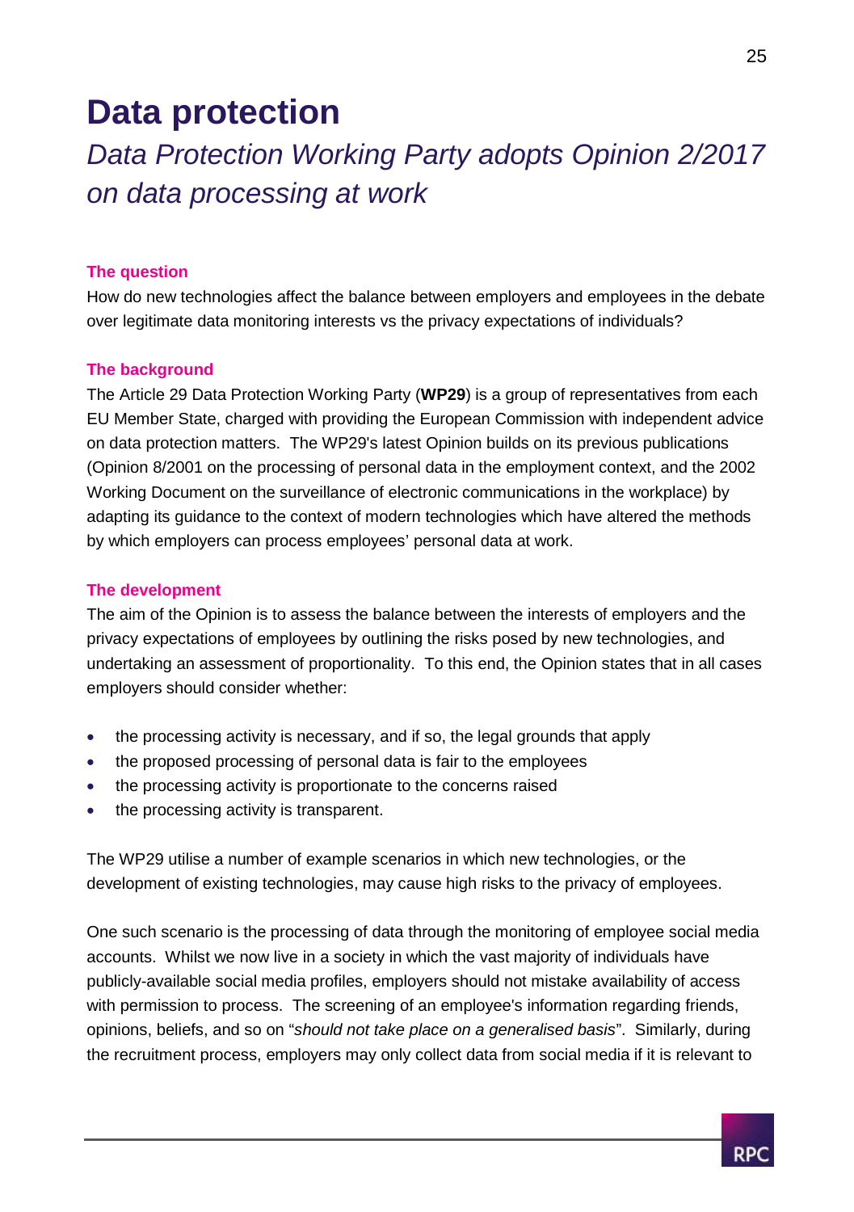# Data protection

## *Data Protection Working Party adopts Opinion 2/2017 on data processing at work*

### The question

How do new technologies affect the balance between employers and employees in the debate over legitimate data monitoring interests vs the privacy expectations of individuals?

### The background

The Article 29 Data Protection Working Party (**WP29**) is a group of representatives from each EU Member State, charged with providing the European Commission with independent advice on data protection matters. The WP29's latest Opinion builds on its previous publications (Opinion 8/2001 on the processing of personal data in the employment context, and the 2002 Working Document on the surveillance of electronic communications in the workplace) by adapting its guidance to the context of modern technologies which have altered the methods by which employers can process employees' personal data at work.

### The development

The aim of the Opinion is to assess the balance between the interests of employers and the privacy expectations of employees by outlining the risks posed by new technologies, and undertaking an assessment of proportionality. To this end, the Opinion states that in all cases employers should consider whether:

- the processing activity is necessary, and if so, the legal grounds that apply
- the proposed processing of personal data is fair to the employees
- the processing activity is proportionate to the concerns raised
- the processing activity is transparent.

The WP29 utilise a number of example scenarios in which new technologies, or the development of existing technologies, may cause high risks to the privacy of employees.

One such scenario is the processing of data through the monitoring of employee social media accounts. Whilst we now live in a society in which the vast majority of individuals have publicly-available social media profiles, employers should not mistake availability of access with permission to process. The screening of an employee's information regarding friends, opinions, beliefs, and so on "*should not take place on a generalised basis*". Similarly, during the recruitment process, employers may only collect data from social media if it is relevant to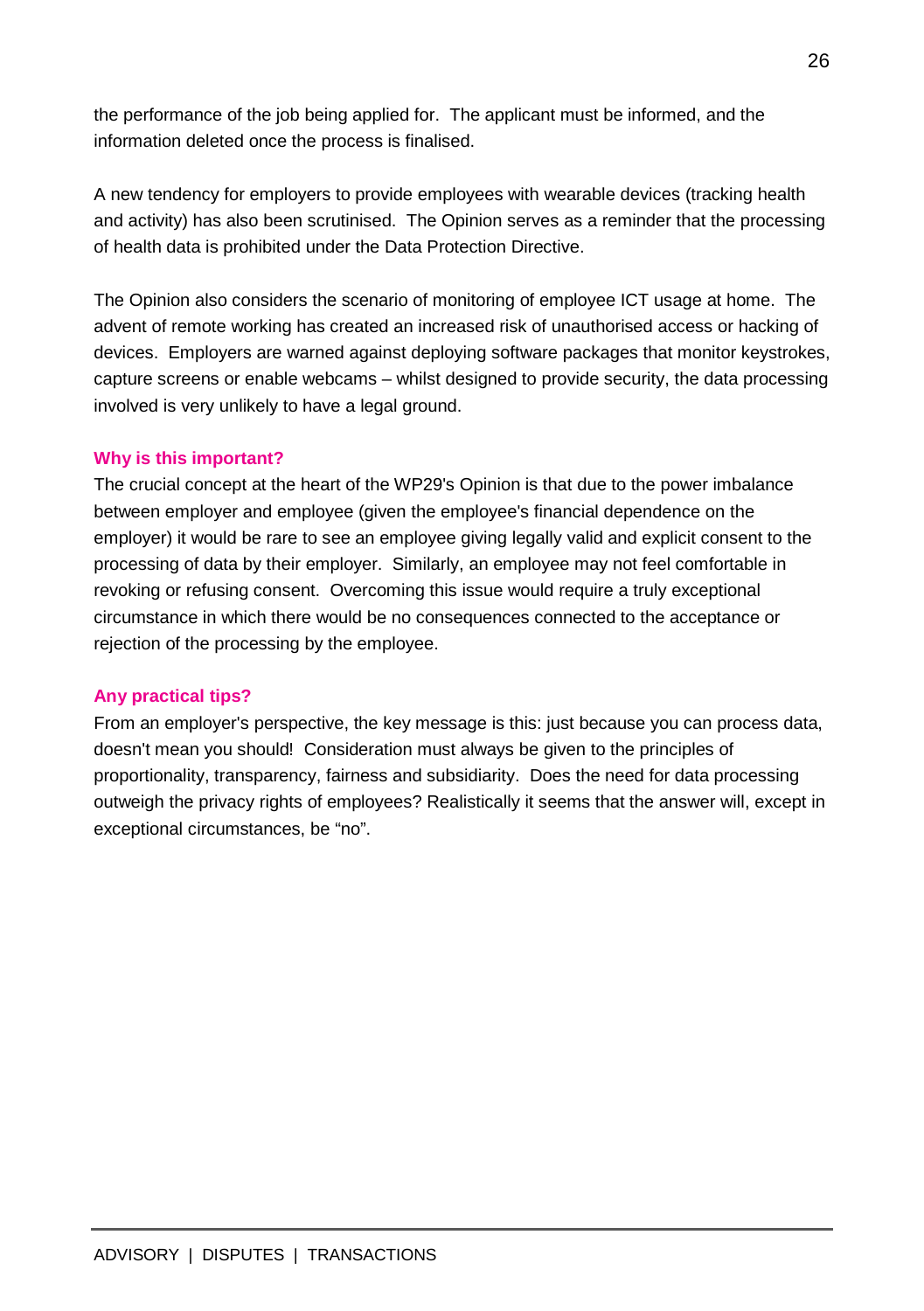the performance of the job being applied for. The applicant must be informed, and the information deleted once the process is finalised.

A new tendency for employers to provide employees with wearable devices (tracking health and activity) has also been scrutinised. The Opinion serves as a reminder that the processing of health data is prohibited under the Data Protection Directive.

The Opinion also considers the scenario of monitoring of employee ICT usage at home. The advent of remote working has created an increased risk of unauthorised access or hacking of devices. Employers are warned against deploying software packages that monitor keystrokes, capture screens or enable webcams – whilst designed to provide security, the data processing involved is very unlikely to have a legal ground.

#### Why is this important?

The crucial concept at the heart of the WP29's Opinion is that due to the power imbalance between employer and employee (given the employee's financial dependence on the employer) it would be rare to see an employee giving legally valid and explicit consent to the processing of data by their employer. Similarly, an employee may not feel comfortable in revoking or refusing consent. Overcoming this issue would require a truly exceptional circumstance in which there would be no consequences connected to the acceptance or rejection of the processing by the employee.

#### Any practical tips?

From an employer's perspective, the key message is this: just because you can process data, doesn't mean you should! Consideration must always be given to the principles of proportionality, transparency, fairness and subsidiarity. Does the need for data processing outweigh the privacy rights of employees? Realistically it seems that the answer will, except in exceptional circumstances, be “no”.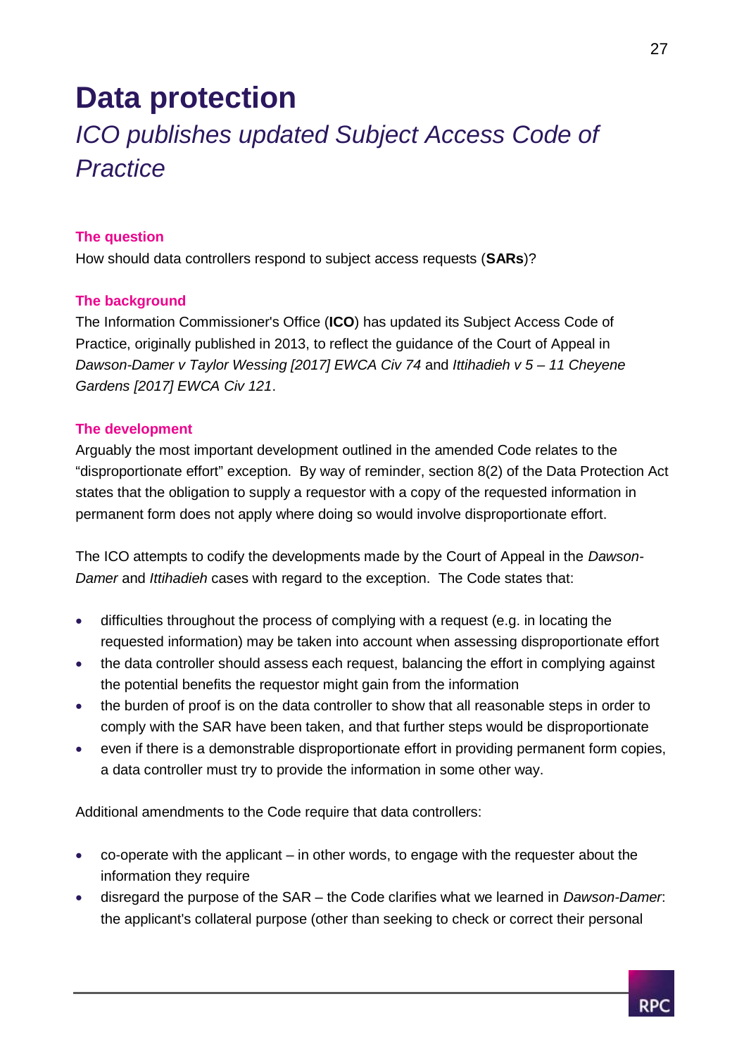# Data protection

## *ICO publishes updated Subject Access Code of Practice*

### The question

How should data controllers respond to subject access requests (**SARs**)?

### The background

The Information Commissioner's Office (**ICO**) has updated its Subject Access Code of Practice, originally published in 2013, to reflect the guidance of the Court of Appeal in *Dawson-Damer v Taylor Wessing [2017] EWCA Civ 74* and *Ittihadieh v 5 – 11 Cheyene Gardens [2017] EWCA Civ 121*.

### The development

Arguably the most important development outlined in the amended Code relates to the "disproportionate effort" exception. By way of reminder, section 8(2) of the Data Protection Act states that the obligation to supply a requestor with a copy of the requested information in permanent form does not apply where doing so would involve disproportionate effort.

The ICO attempts to codify the developments made by the Court of Appeal in the *Dawson-Damer* and *Ittihadieh* cases with regard to the exception. The Code states that:

- difficulties throughout the process of complying with a request (e.g. in locating the requested information) may be taken into account when assessing disproportionate effort
- the data controller should assess each request, balancing the effort in complying against the potential benefits the requestor might gain from the information
- the burden of proof is on the data controller to show that all reasonable steps in order to comply with the SAR have been taken, and that further steps would be disproportionate
- even if there is a demonstrable disproportionate effort in providing permanent form copies, a data controller must try to provide the information in some other way.

Additional amendments to the Code require that data controllers:

- co-operate with the applicant – in other words, to engage with the requester about the information they require
- disregard the purpose of the SAR – the Code clarifies what we learned in *Dawson-Damer*: the applicant's collateral purpose (other than seeking to check or correct their personal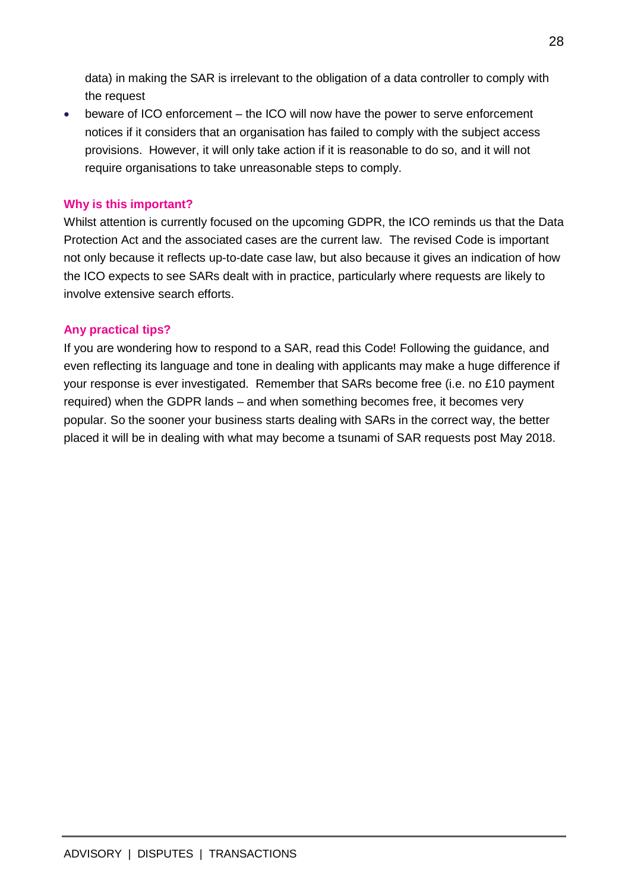data) in making the SAR is irrelevant to the obligation of a data controller to comply with the request

- beware of ICO enforcement – the ICO will now have the power to serve enforcement notices if it considers that an organisation has failed to comply with the subject access provisions. However, it will only take action if it is reasonable to do so, and it will not require organisations to take unreasonable steps to comply.

### Why is this important?

Whilst attention is currently focused on the upcoming GDPR, the ICO reminds us that the Data Protection Act and the associated cases are the current law. The revised Code is important not only because it reflects up-to-date case law, but also because it gives an indication of how the ICO expects to see SARs dealt with in practice, particularly where requests are likely to involve extensive search efforts.

### Any practical tips?

If you are wondering how to respond to a SAR, read this Code! Following the guidance, and even reflecting its language and tone in dealing with applicants may make a huge difference if your response is ever investigated. Remember that SARs become free (i.e. no £10 payment required) when the GDPR lands – and when something becomes free, it becomes very popular. So the sooner your business starts dealing with SARs in the correct way, the better placed it will be in dealing with what may become a tsunami of SAR requests post May 2018.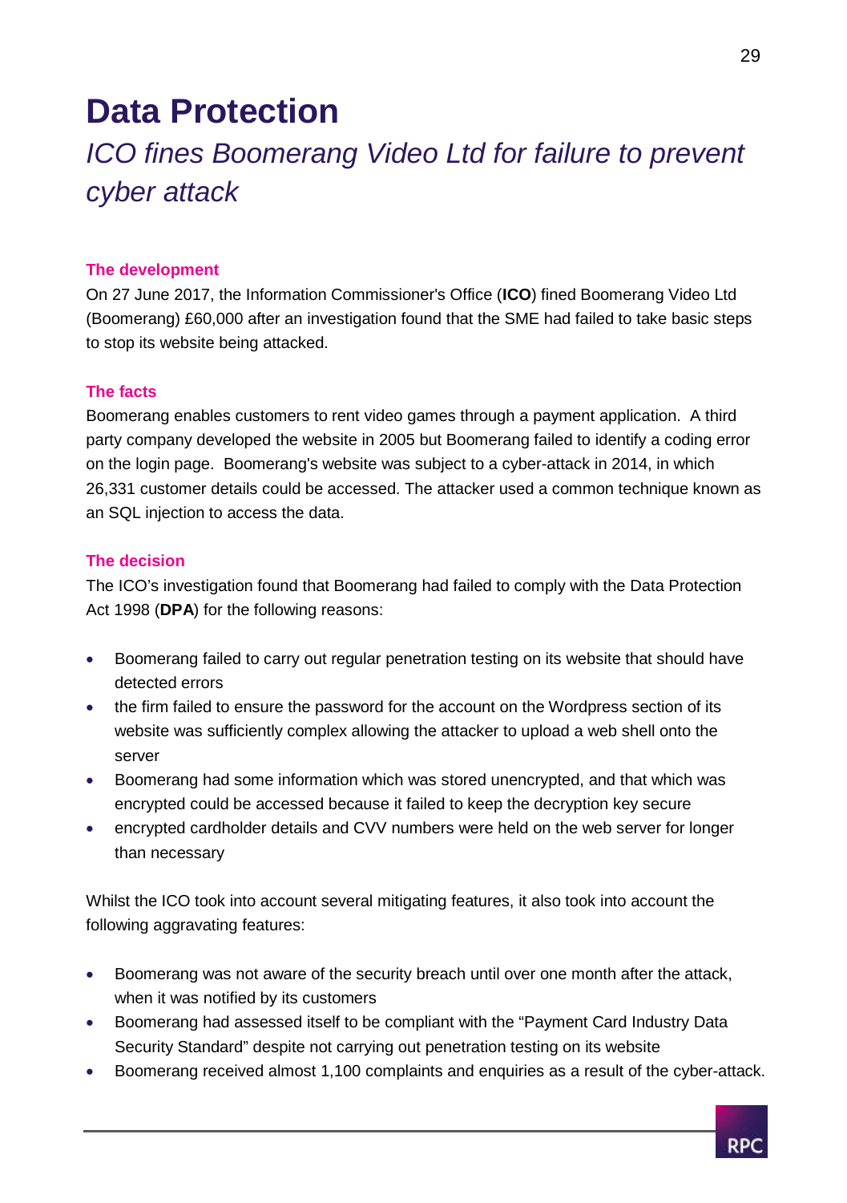# Data Protection

## *ICO fines Boomerang Video Ltd for failure to prevent cyber attack*

### The development

On 27 June 2017, the Information Commissioner's Office (**ICO**) fined Boomerang Video Ltd (Boomerang) £60,000 after an investigation found that the SME had failed to take basic steps to stop its website being attacked.

### The facts

Boomerang enables customers to rent video games through a payment application. A third party company developed the website in 2005 but Boomerang failed to identify a coding error on the login page. Boomerang's website was subject to a cyber-attack in 2014, in which 26,331 customer details could be accessed. The attacker used a common technique known as an SQL injection to access the data.

### The decision

The ICO's investigation found that Boomerang had failed to comply with the Data Protection Act 1998 (**DPA**) for the following reasons:

- Boomerang failed to carry out regular penetration testing on its website that should have detected errors
- the firm failed to ensure the password for the account on the Wordpress section of its website was sufficiently complex allowing the attacker to upload a web shell onto the server
- Boomerang had some information which was stored unencrypted, and that which was encrypted could be accessed because it failed to keep the decryption key secure
- encrypted cardholder details and CVV numbers were held on the web server for longer than necessary

Whilst the ICO took into account several mitigating features, it also took into account the following aggravating features:

- Boomerang was not aware of the security breach until over one month after the attack, when it was notified by its customers
- Boomerang had assessed itself to be compliant with the "Payment Card Industry Data Security Standard" despite not carrying out penetration testing on its website
- Boomerang received almost 1,100 complaints and enquiries as a result of the cyber-attack.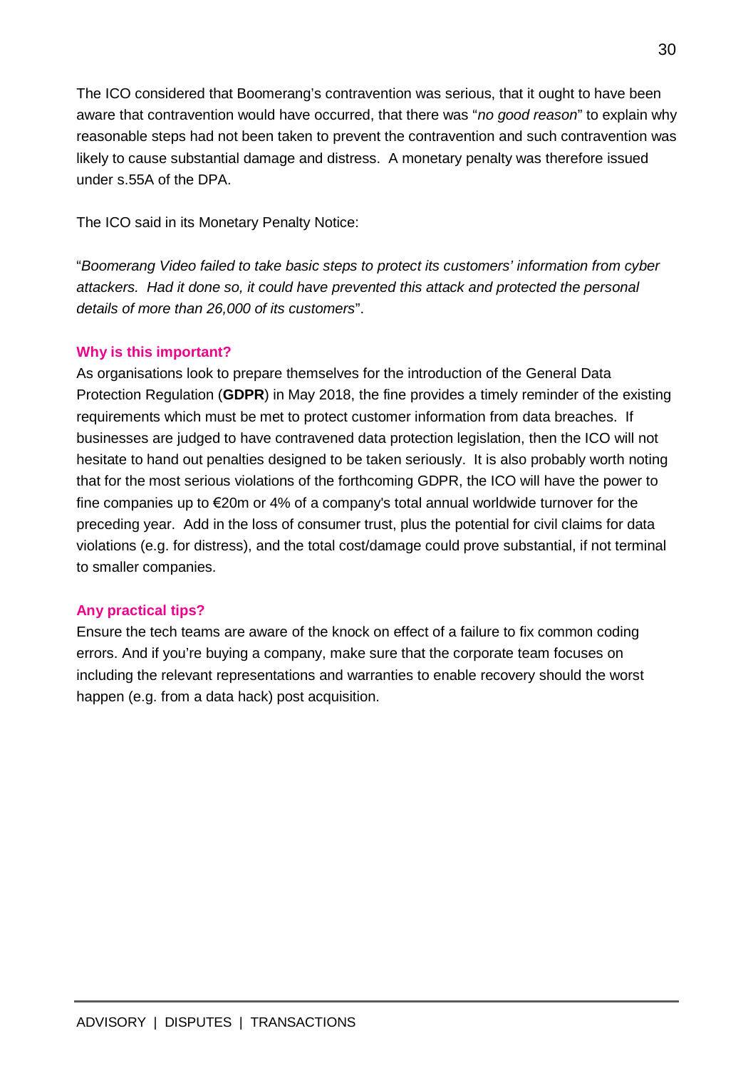The ICO considered that Boomerang's contravention was serious, that it ought to have been aware that contravention would have occurred, that there was "*no good reason*" to explain why reasonable steps had not been taken to prevent the contravention and such contravention was likely to cause substantial damage and distress. A monetary penalty was therefore issued under s.55A of the DPA.

The ICO said in its Monetary Penalty Notice:

"*Boomerang Video failed to take basic steps to protect its customers' information from cyber attackers. Had it done so, it could have prevented this attack and protected the personal details of more than 26,000 of its customers*".

### Why is this important?

As organisations look to prepare themselves for the introduction of the General Data Protection Regulation (**GDPR**) in May 2018, the fine provides a timely reminder of the existing requirements which must be met to protect customer information from data breaches. If businesses are judged to have contravened data protection legislation, then the ICO will not hesitate to hand out penalties designed to be taken seriously. It is also probably worth noting that for the most serious violations of the forthcoming GDPR, the ICO will have the power to fine companies up to €20m or 4% of a company's total annual worldwide turnover for the preceding year. Add in the loss of consumer trust, plus the potential for civil claims for data violations (e.g. for distress), and the total cost/damage could prove substantial, if not terminal to smaller companies.

### Any practical tips?

Ensure the tech teams are aware of the knock on effect of a failure to fix common coding errors. And if you're buying a company, make sure that the corporate team focuses on including the relevant representations and warranties to enable recovery should the worst happen (e.g. from a data hack) post acquisition.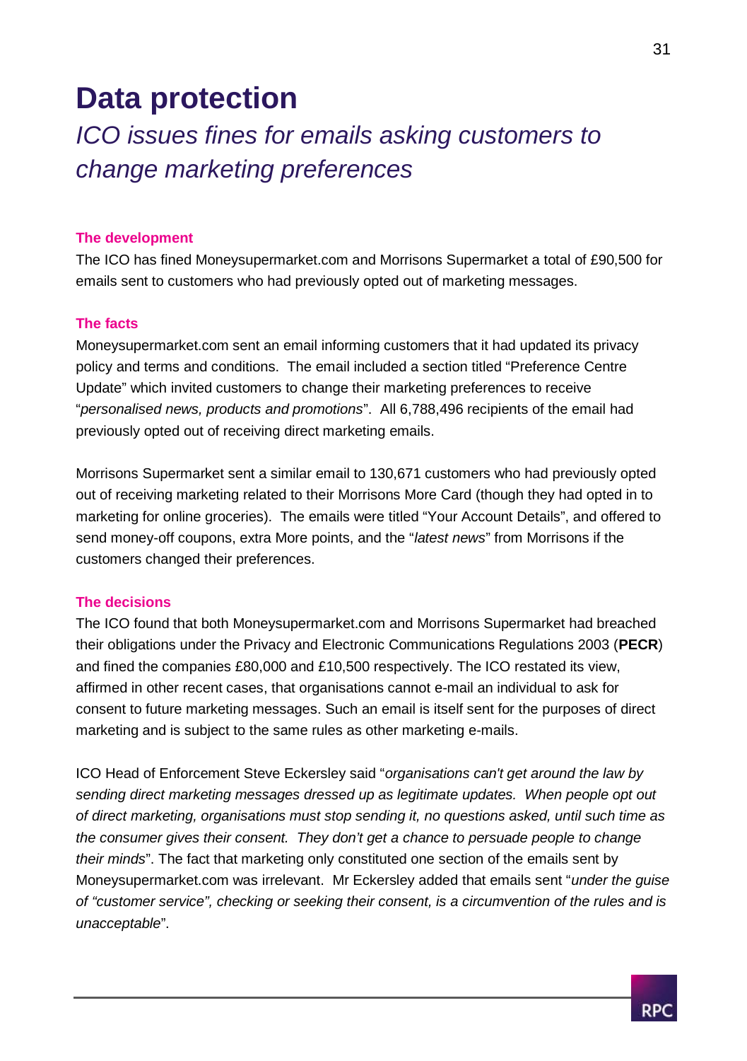# Data protection

## *ICO issues fines for emails asking customers to change marketing preferences*

### The development

The ICO has fined Moneysupermarket.com and Morrisons Supermarket a total of £90,500 for emails sent to customers who had previously opted out of marketing messages.

### The facts

Moneysupermarket.com sent an email informing customers that it had updated its privacy policy and terms and conditions. The email included a section titled "Preference Centre Update" which invited customers to change their marketing preferences to receive "*personalised news, products and promotions*". All 6,788,496 recipients of the email had previously opted out of receiving direct marketing emails.

Morrisons Supermarket sent a similar email to 130,671 customers who had previously opted out of receiving marketing related to their Morrisons More Card (though they had opted in to marketing for online groceries). The emails were titled "Your Account Details", and offered to send money-off coupons, extra More points, and the "*latest news*" from Morrisons if the customers changed their preferences.

### The decisions

The ICO found that both Moneysupermarket.com and Morrisons Supermarket had breached their obligations under the Privacy and Electronic Communications Regulations 2003 (**PECR**) and fined the companies £80,000 and £10,500 respectively. The ICO restated its view, affirmed in other recent cases, that organisations cannot e-mail an individual to ask for consent to future marketing messages. Such an email is itself sent for the purposes of direct marketing and is subject to the same rules as other marketing e-mails.

ICO Head of Enforcement Steve Eckersley said "*organisations can't get around the law by sending direct marketing messages dressed up as legitimate updates. When people opt out of direct marketing, organisations must stop sending it, no questions asked, until such time as the consumer gives their consent. They don't get a chance to persuade people to change their minds*". The fact that marketing only constituted one section of the emails sent by Moneysupermarket.com was irrelevant. Mr Eckersley added that emails sent "*under the guise of "customer service", checking or seeking their consent, is a circumvention of the rules and is unacceptable*".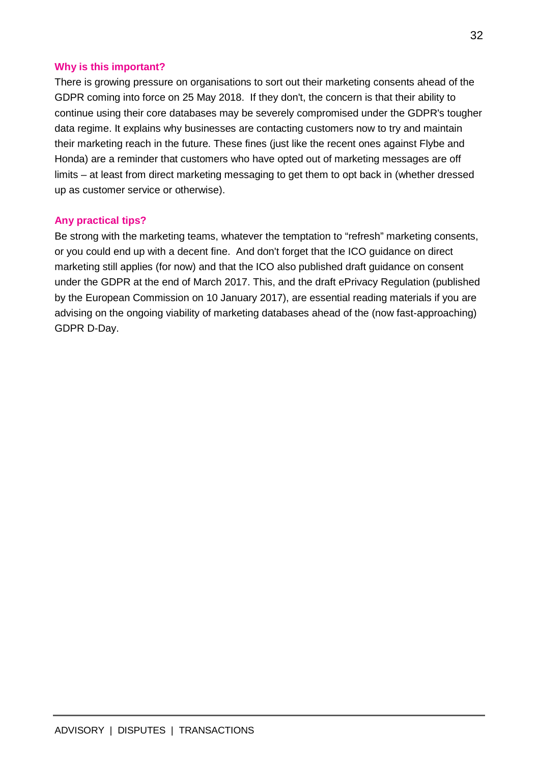### Why is this important?

There is growing pressure on organisations to sort out their marketing consents ahead of the GDPR coming into force on 25 May 2018. If they don't, the concern is that their ability to continue using their core databases may be severely compromised under the GDPR's tougher data regime. It explains why businesses are contacting customers now to try and maintain their marketing reach in the future. These fines (just like the recent ones against Flybe and Honda) are a reminder that customers who have opted out of marketing messages are off limits – at least from direct marketing messaging to get them to opt back in (whether dressed up as customer service or otherwise).

### Any practical tips?

Be strong with the marketing teams, whatever the temptation to "refresh" marketing consents, or you could end up with a decent fine. And don't forget that the ICO guidance on direct marketing still applies (for now) and that the ICO also published draft guidance on consent under the GDPR at the end of March 2017. This, and the draft ePrivacy Regulation (published by the European Commission on 10 January 2017), are essential reading materials if you are advising on the ongoing viability of marketing databases ahead of the (now fast-approaching) GDPR D-Day.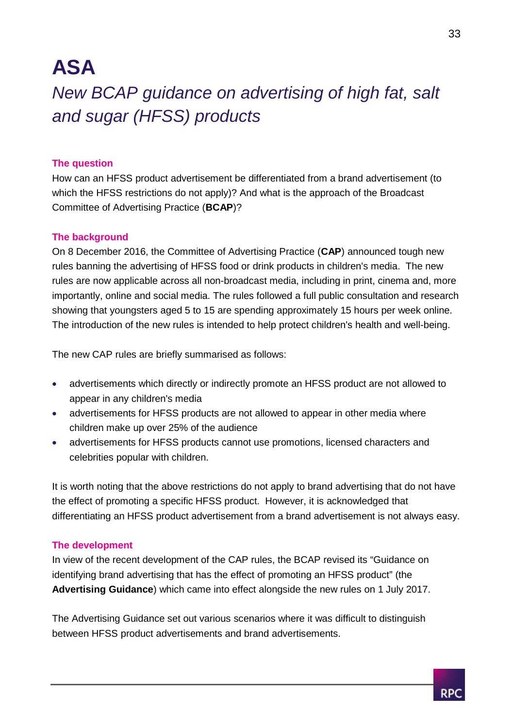# ASA

## *New BCAP guidance on advertising of high fat, salt and sugar (HFSS) products*

### The question

How can an HFSS product advertisement be differentiated from a brand advertisement (to which the HFSS restrictions do not apply)? And what is the approach of the Broadcast Committee of Advertising Practice (**BCAP**)?

### The background

On 8 December 2016, the Committee of Advertising Practice (**CAP**) announced tough new rules banning the advertising of HFSS food or drink products in children's media. The new rules are now applicable across all non-broadcast media, including in print, cinema and, more importantly, online and social media. The rules followed a full public consultation and research showing that youngsters aged 5 to 15 are spending approximately 15 hours per week online. The introduction of the new rules is intended to help protect children's health and well-being.

The new CAP rules are briefly summarised as follows:

- advertisements which directly or indirectly promote an HFSS product are not allowed to appear in any children's media
- advertisements for HFSS products are not allowed to appear in other media where children make up over 25% of the audience
- advertisements for HFSS products cannot use promotions, licensed characters and celebrities popular with children.

It is worth noting that the above restrictions do not apply to brand advertising that do not have the effect of promoting a specific HFSS product. However, it is acknowledged that differentiating an HFSS product advertisement from a brand advertisement is not always easy.

### The development

In view of the recent development of the CAP rules, the BCAP revised its "Guidance on identifying brand advertising that has the effect of promoting an HFSS product" (the **Advertising Guidance**) which came into effect alongside the new rules on 1 July 2017.

The Advertising Guidance set out various scenarios where it was difficult to distinguish between HFSS product advertisements and brand advertisements.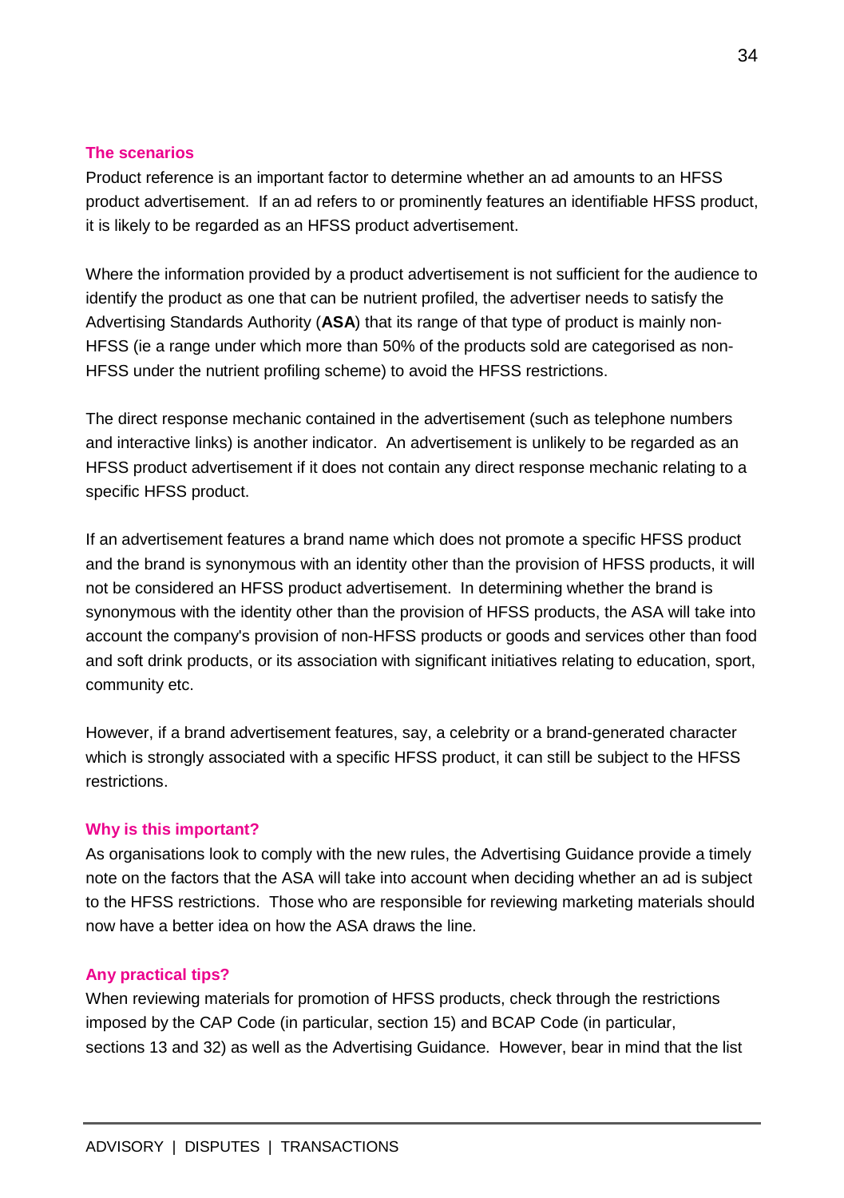### The scenarios

Product reference is an important factor to determine whether an ad amounts to an HFSS product advertisement. If an ad refers to or prominently features an identifiable HFSS product, it is likely to be regarded as an HFSS product advertisement.

Where the information provided by a product advertisement is not sufficient for the audience to identify the product as one that can be nutrient profiled, the advertiser needs to satisfy the Advertising Standards Authority (**ASA**) that its range of that type of product is mainly non-HFSS (ie a range under which more than 50% of the products sold are categorised as non-HFSS under the nutrient profiling scheme) to avoid the HFSS restrictions.

The direct response mechanic contained in the advertisement (such as telephone numbers and interactive links) is another indicator. An advertisement is unlikely to be regarded as an HFSS product advertisement if it does not contain any direct response mechanic relating to a specific HFSS product.

If an advertisement features a brand name which does not promote a specific HFSS product and the brand is synonymous with an identity other than the provision of HFSS products, it will not be considered an HFSS product advertisement. In determining whether the brand is synonymous with the identity other than the provision of HFSS products, the ASA will take into account the company's provision of non-HFSS products or goods and services other than food and soft drink products, or its association with significant initiatives relating to education, sport, community etc.

However, if a brand advertisement features, say, a celebrity or a brand-generated character which is strongly associated with a specific HFSS product, it can still be subject to the HFSS restrictions.

### Why is this important?

As organisations look to comply with the new rules, the Advertising Guidance provide a timely note on the factors that the ASA will take into account when deciding whether an ad is subject to the HFSS restrictions. Those who are responsible for reviewing marketing materials should now have a better idea on how the ASA draws the line.

### Any practical tips?

When reviewing materials for promotion of HFSS products, check through the restrictions imposed by the CAP Code (in particular, section 15) and BCAP Code (in particular, sections 13 and 32) as well as the Advertising Guidance. However, bear in mind that the list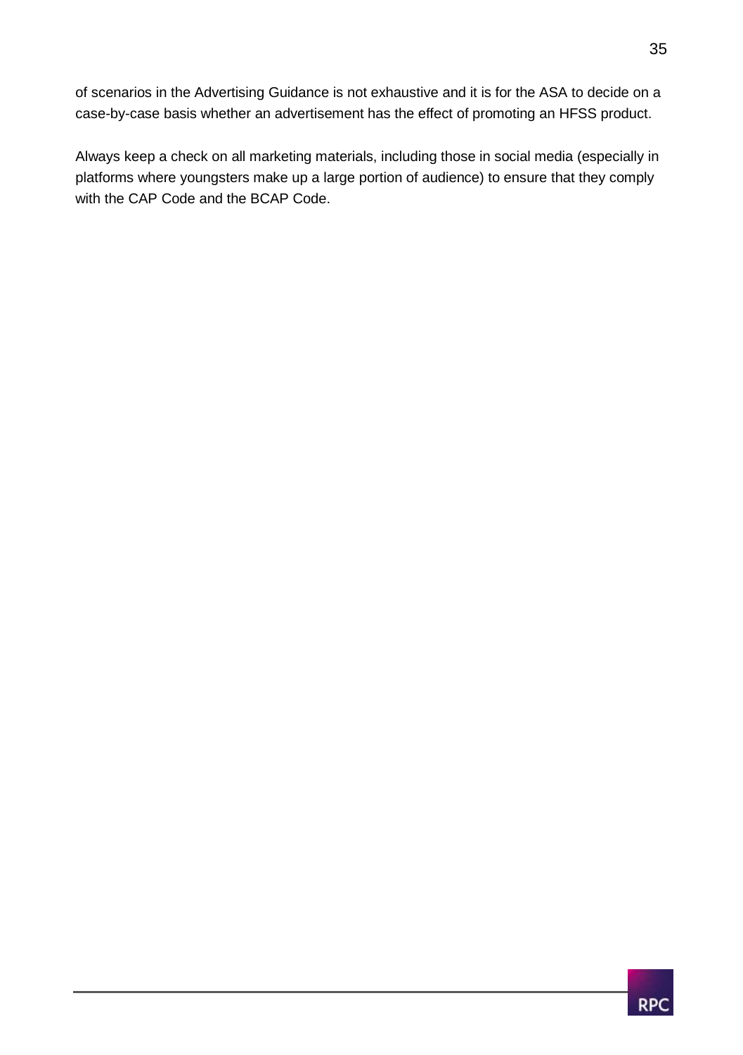of scenarios in the Advertising Guidance is not exhaustive and it is for the ASA to decide on a case-by-case basis whether an advertisement has the effect of promoting an HFSS product.

Always keep a check on all marketing materials, including those in social media (especially in platforms where youngsters make up a large portion of audience) to ensure that they comply with the CAP Code and the BCAP Code.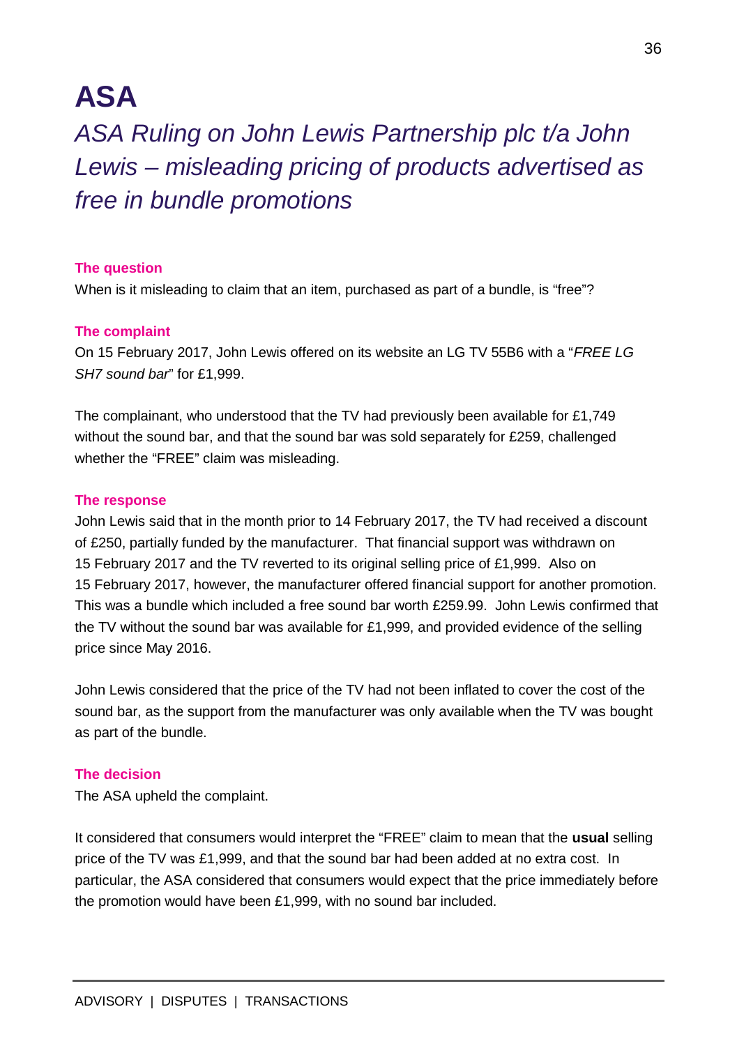# ASA

## *ASA Ruling on John Lewis Partnership plc t/a John Lewis – misleading pricing of products advertised as free in bundle promotions*

**The question**

When is it misleading to claim that an item, purchased as part of a bundle, is "free"?

**The complaint**

On 15 February 2017, John Lewis offered on its website an LG TV 55B6 with a "*FREE LG SH7 sound bar*" for £1,999.

The complainant, who understood that the TV had previously been available for £1,749 without the sound bar, and that the sound bar was sold separately for £259, challenged whether the "FREE" claim was misleading.

**The response**

John Lewis said that in the month prior to 14 February 2017, the TV had received a discount of £250, partially funded by the manufacturer. That financial support was withdrawn on 15 February 2017 and the TV reverted to its original selling price of £1,999. Also on 15 February 2017, however, the manufacturer offered financial support for another promotion. This was a bundle which included a free sound bar worth £259.99. John Lewis confirmed that the TV without the sound bar was available for £1,999, and provided evidence of the selling price since May 2016.

John Lewis considered that the price of the TV had not been inflated to cover the cost of the sound bar, as the support from the manufacturer was only available when the TV was bought as part of the bundle.

**The decision**

The ASA upheld the complaint.

It considered that consumers would interpret the "FREE" claim to mean that the **usual** selling price of the TV was £1,999, and that the sound bar had been added at no extra cost. In particular, the ASA considered that consumers would expect that the price immediately before the promotion would have been £1,999, with no sound bar included.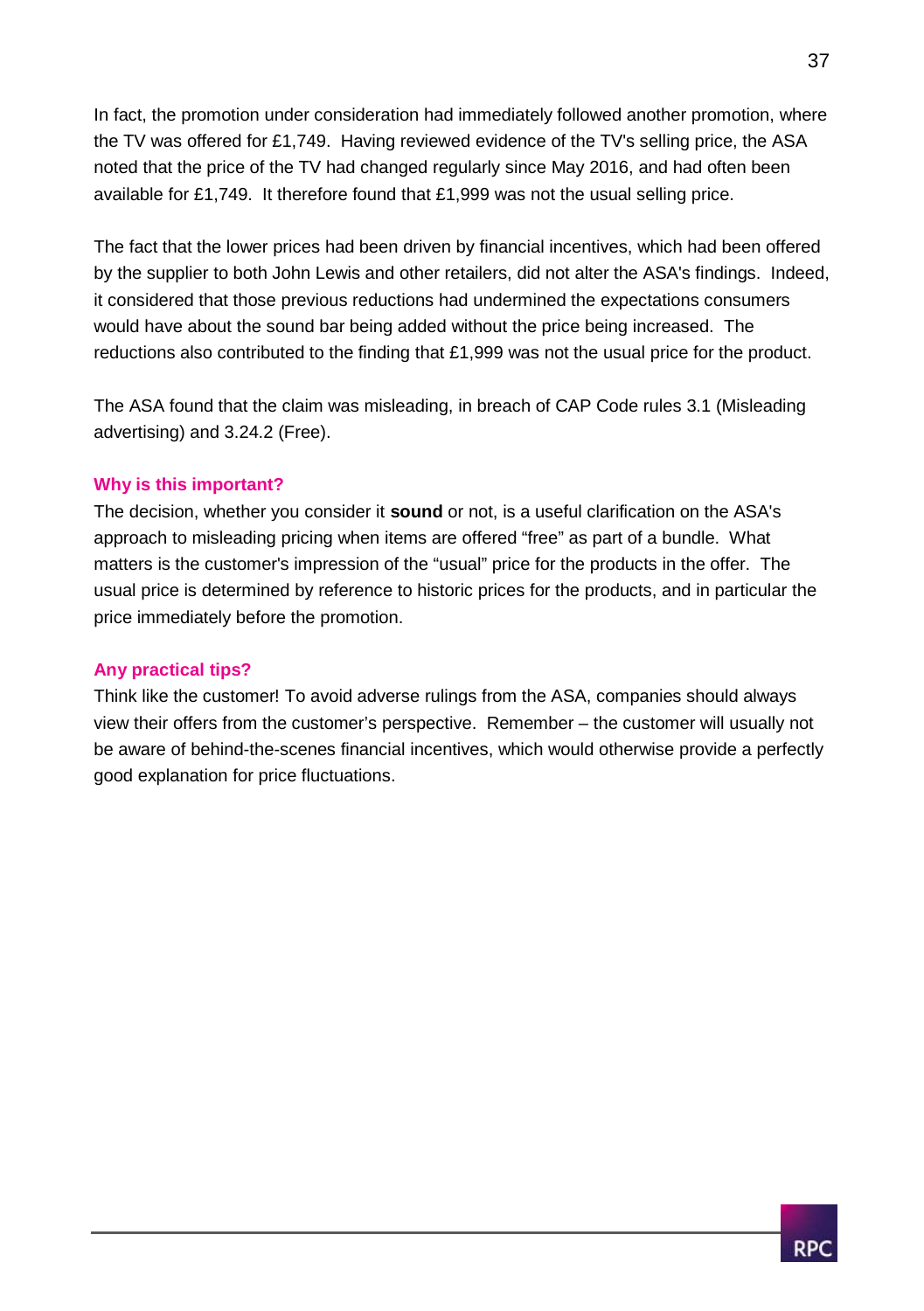In fact, the promotion under consideration had immediately followed another promotion, where the TV was offered for £1,749. Having reviewed evidence of the TV's selling price, the ASA noted that the price of the TV had changed regularly since May 2016, and had often been available for £1,749. It therefore found that £1,999 was not the usual selling price.

The fact that the lower prices had been driven by financial incentives, which had been offered by the supplier to both John Lewis and other retailers, did not alter the ASA's findings. Indeed, it considered that those previous reductions had undermined the expectations consumers would have about the sound bar being added without the price being increased. The reductions also contributed to the finding that £1,999 was not the usual price for the product.

The ASA found that the claim was misleading, in breach of CAP Code rules 3.1 (Misleading advertising) and 3.24.2 (Free).

### Why is this important?

The decision, whether you consider it **sound** or not, is a useful clarification on the ASA's approach to misleading pricing when items are offered "free" as part of a bundle. What matters is the customer's impression of the "usual" price for the products in the offer. The usual price is determined by reference to historic prices for the products, and in particular the price immediately before the promotion.

### Any practical tips?

Think like the customer! To avoid adverse rulings from the ASA, companies should always view their offers from the customer's perspective. Remember – the customer will usually not be aware of behind-the-scenes financial incentives, which would otherwise provide a perfectly good explanation for price fluctuations.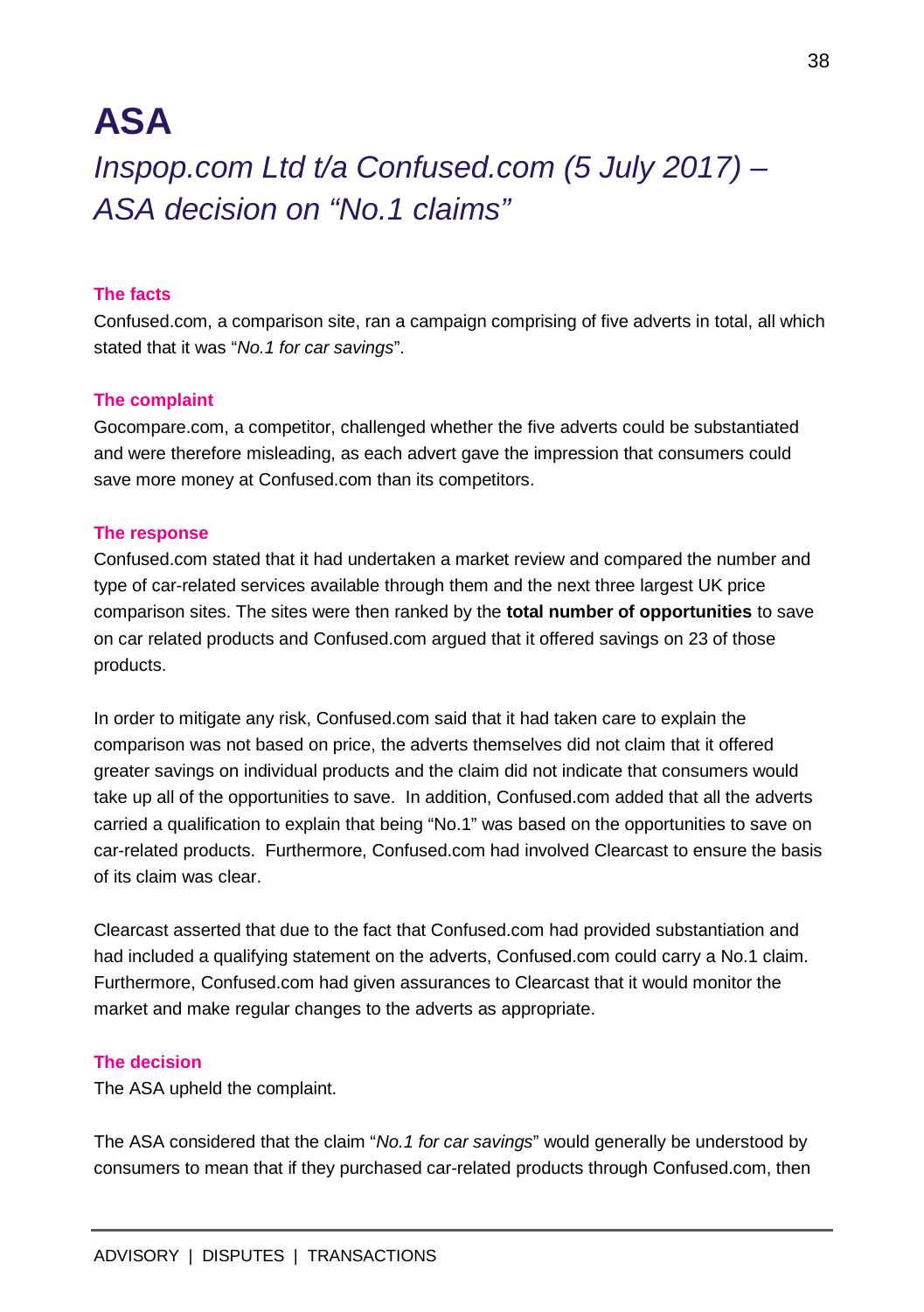# ASA

## *Inspop.com Ltd t/a Confused.com (5 July 2017) – ASA decision on "No.1 claims"*

#### The facts

Confused.com, a comparison site, ran a campaign comprising of five adverts in total, all which stated that it was "*No.1 for car savings*".

#### The complaint

Gocompare.com, a competitor, challenged whether the five adverts could be substantiated and were therefore misleading, as each advert gave the impression that consumers could save more money at Confused.com than its competitors.

#### The response

Confused.com stated that it had undertaken a market review and compared the number and type of car-related services available through them and the next three largest UK price comparison sites. The sites were then ranked by the **total number of opportunities** to save on car related products and Confused.com argued that it offered savings on 23 of those products.

In order to mitigate any risk, Confused.com said that it had taken care to explain the comparison was not based on price, the adverts themselves did not claim that it offered greater savings on individual products and the claim did not indicate that consumers would take up all of the opportunities to save. In addition, Confused.com added that all the adverts carried a qualification to explain that being "No.1" was based on the opportunities to save on car-related products. Furthermore, Confused.com had involved Clearcast to ensure the basis of its claim was clear.

Clearcast asserted that due to the fact that Confused.com had provided substantiation and had included a qualifying statement on the adverts, Confused.com could carry a No.1 claim. Furthermore, Confused.com had given assurances to Clearcast that it would monitor the market and make regular changes to the adverts as appropriate.

#### The decision

The ASA upheld the complaint.

The ASA considered that the claim "*No.1 for car savings*" would generally be understood by consumers to mean that if they purchased car-related products through Confused.com, then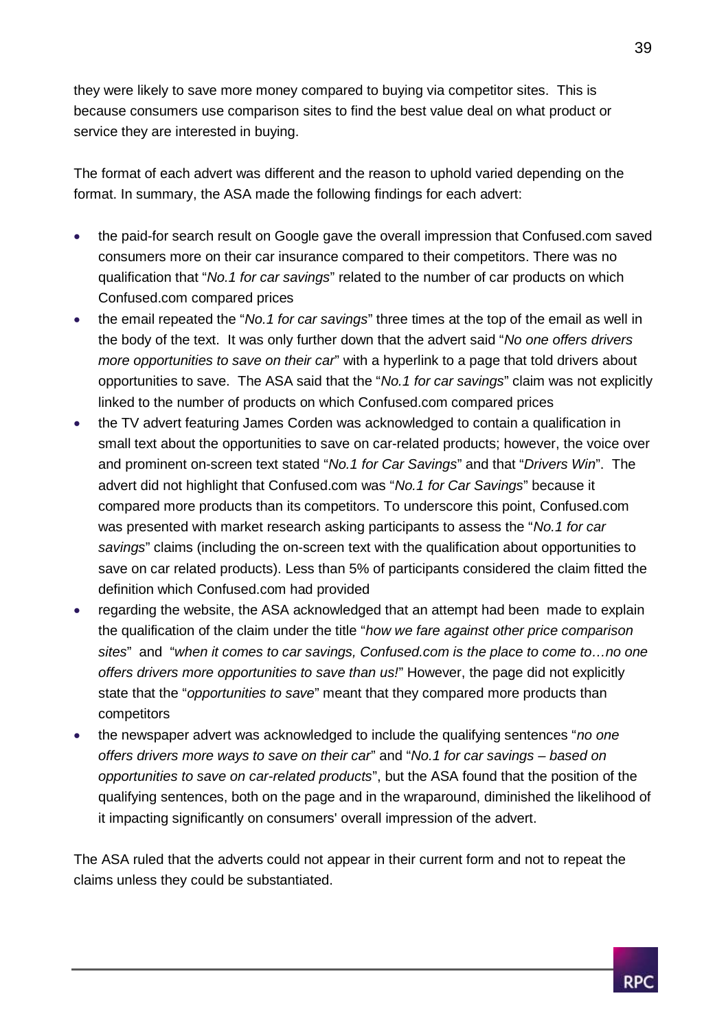they were likely to save more money compared to buying via competitor sites. This is because consumers use comparison sites to find the best value deal on what product or service they are interested in buying.

The format of each advert was different and the reason to uphold varied depending on the format. In summary, the ASA made the following findings for each advert:

- the paid-for search result on Google gave the overall impression that Confused.com saved consumers more on their car insurance compared to their competitors. There was no qualification that "*No.1 for car savings*" related to the number of car products on which Confused.com compared prices
- the email repeated the "*No.1 for car savings*" three times at the top of the email as well in the body of the text. It was only further down that the advert said "*No one offers drivers more opportunities to save on their car*" with a hyperlink to a page that told drivers about opportunities to save. The ASA said that the "*No.1 for car savings*" claim was not explicitly linked to the number of products on which Confused.com compared prices
- the TV advert featuring James Corden was acknowledged to contain a qualification in small text about the opportunities to save on car-related products; however, the voice over and prominent on-screen text stated "*No.1 for Car Savings*" and that "*Drivers Win*". The advert did not highlight that Confused.com was "*No.1 for Car Savings*" because it compared more products than its competitors. To underscore this point, Confused.com was presented with market research asking participants to assess the "*No.1 for car savings*" claims (including the on-screen text with the qualification about opportunities to save on car related products). Less than 5% of participants considered the claim fitted the definition which Confused.com had provided
- regarding the website, the ASA acknowledged that an attempt had been made to explain the qualification of the claim under the title "*how we fare against other price comparison sites*" and "*when it comes to car savings, Confused.com is the place to come to…no one offers drivers more opportunities to save than us!*" However, the page did not explicitly state that the "*opportunities to save*" meant that they compared more products than competitors
- the newspaper advert was acknowledged to include the qualifying sentences "*no one offers drivers more ways to save on their car*" and "*No.1 for car savings – based on opportunities to save on car-related products*", but the ASA found that the position of the qualifying sentences, both on the page and in the wraparound, diminished the likelihood of it impacting significantly on consumers' overall impression of the advert.

The ASA ruled that the adverts could not appear in their current form and not to repeat the claims unless they could be substantiated.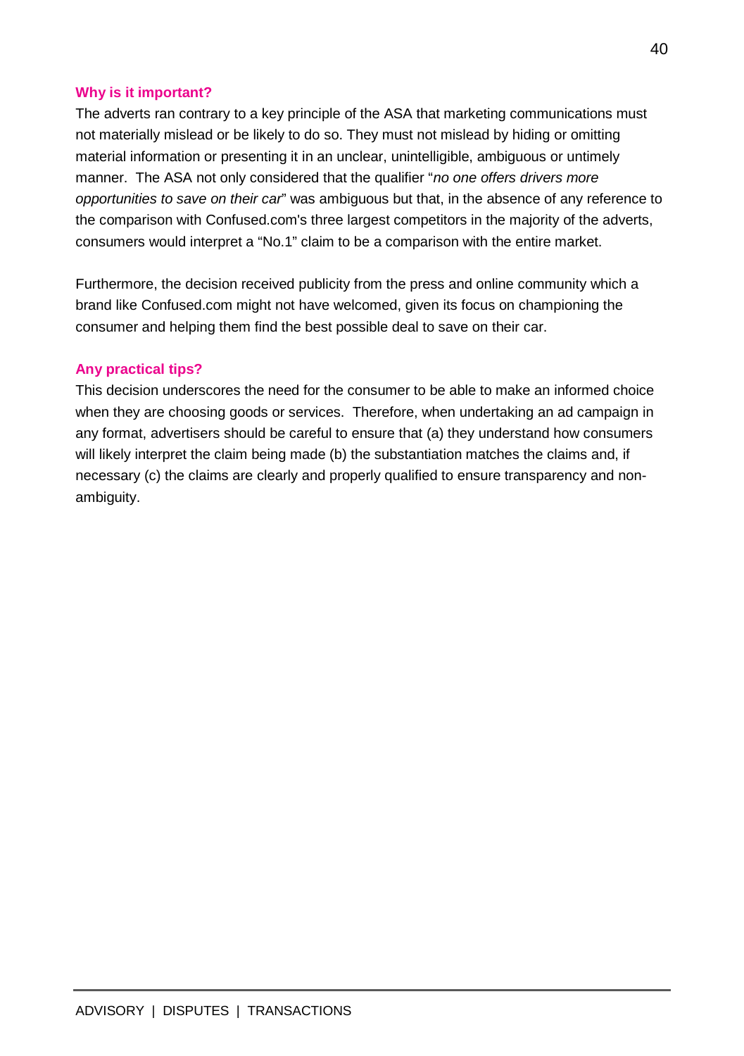### Why is it important?

The adverts ran contrary to a key principle of the ASA that marketing communications must not materially mislead or be likely to do so. They must not mislead by hiding or omitting material information or presenting it in an unclear, unintelligible, ambiguous or untimely manner. The ASA not only considered that the qualifier "*no one offers drivers more opportunities to save on their car*" was ambiguous but that, in the absence of any reference to the comparison with Confused.com's three largest competitors in the majority of the adverts, consumers would interpret a "No.1" claim to be a comparison with the entire market.

Furthermore, the decision received publicity from the press and online community which a brand like Confused.com might not have welcomed, given its focus on championing the consumer and helping them find the best possible deal to save on their car.

### Any practical tips?

This decision underscores the need for the consumer to be able to make an informed choice when they are choosing goods or services. Therefore, when undertaking an ad campaign in any format, advertisers should be careful to ensure that (a) they understand how consumers will likely interpret the claim being made (b) the substantiation matches the claims and, if necessary (c) the claims are clearly and properly qualified to ensure transparency and non-ambiguity.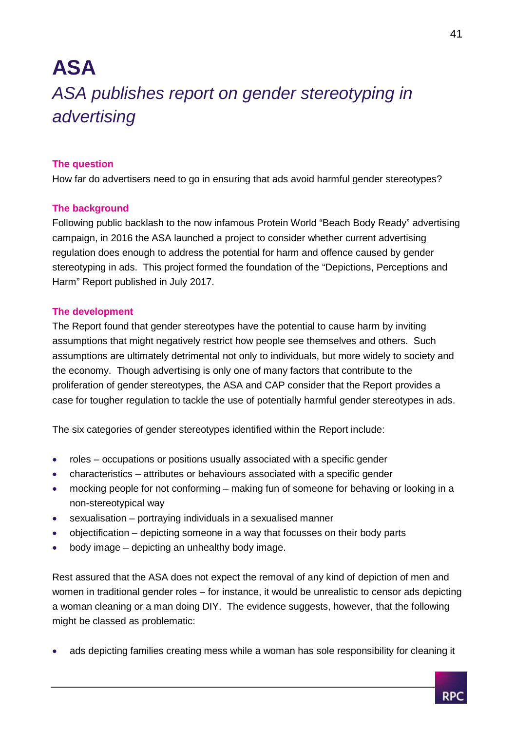# ASA

## *ASA publishes report on gender stereotyping in advertising*

### The question

How far do advertisers need to go in ensuring that ads avoid harmful gender stereotypes?

### The background

Following public backlash to the now infamous Protein World "Beach Body Ready" advertising campaign, in 2016 the ASA launched a project to consider whether current advertising regulation does enough to address the potential for harm and offence caused by gender stereotyping in ads. This project formed the foundation of the "Depictions, Perceptions and Harm" Report published in July 2017.

### The development

The Report found that gender stereotypes have the potential to cause harm by inviting assumptions that might negatively restrict how people see themselves and others. Such assumptions are ultimately detrimental not only to individuals, but more widely to society and the economy. Though advertising is only one of many factors that contribute to the proliferation of gender stereotypes, the ASA and CAP consider that the Report provides a case for tougher regulation to tackle the use of potentially harmful gender stereotypes in ads.

The six categories of gender stereotypes identified within the Report include:

- roles – occupations or positions usually associated with a specific gender
- characteristics – attributes or behaviours associated with a specific gender
- mocking people for not conforming – making fun of someone for behaving or looking in a non-stereotypical way
- sexualisation – portraying individuals in a sexualised manner
- objectification – depicting someone in a way that focusses on their body parts
- body image – depicting an unhealthy body image.

Rest assured that the ASA does not expect the removal of any kind of depiction of men and women in traditional gender roles – for instance, it would be unrealistic to censor ads depicting a woman cleaning or a man doing DIY. The evidence suggests, however, that the following might be classed as problematic:

- ads depicting families creating mess while a woman has sole responsibility for cleaning it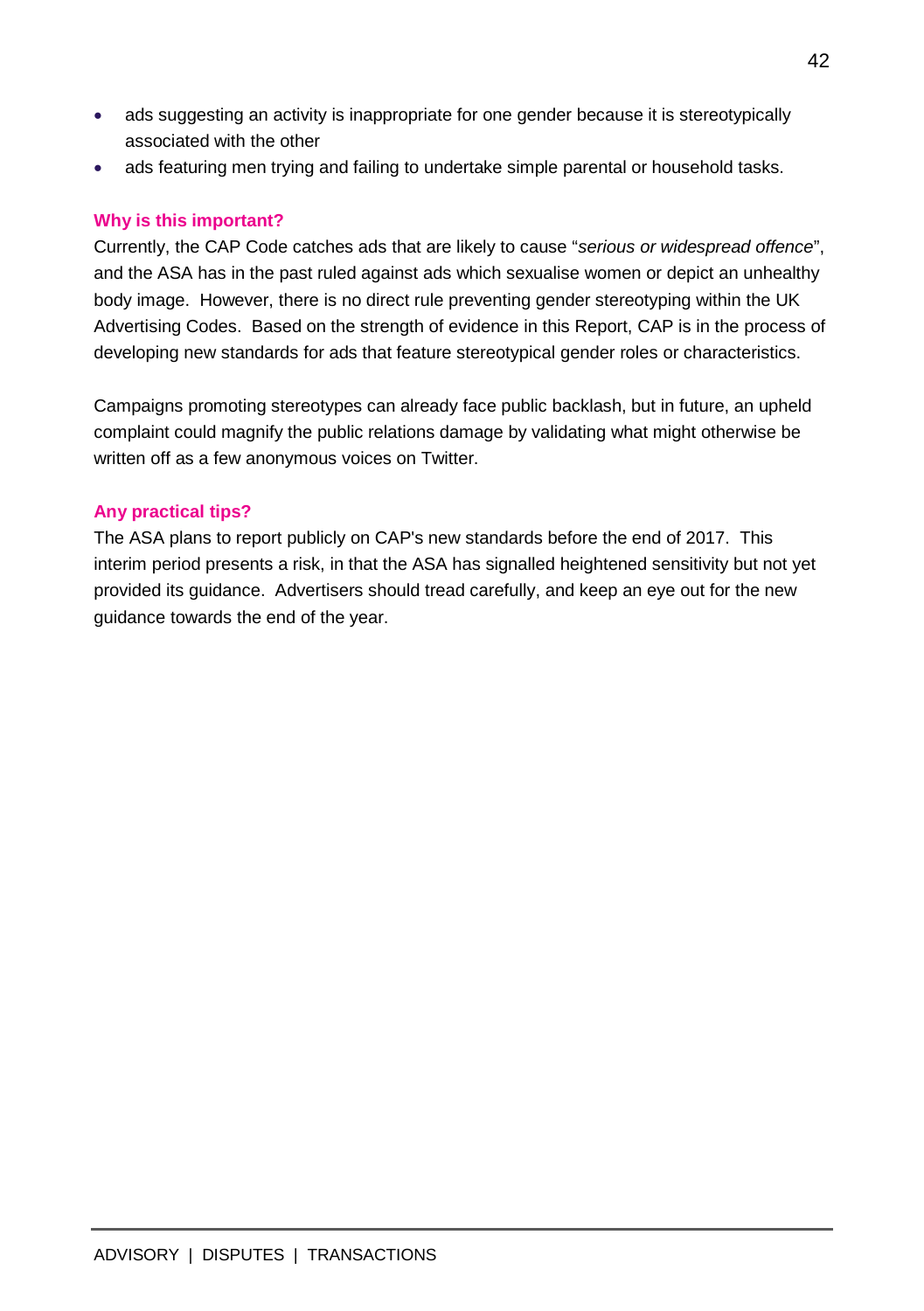- ads suggesting an activity is inappropriate for one gender because it is stereotypically associated with the other
- ads featuring men trying and failing to undertake simple parental or household tasks.

**Why is this important?**

Currently, the CAP Code catches ads that are likely to cause "*serious or widespread offence*", and the ASA has in the past ruled against ads which sexualise women or depict an unhealthy body image. However, there is no direct rule preventing gender stereotyping within the UK Advertising Codes. Based on the strength of evidence in this Report, CAP is in the process of developing new standards for ads that feature stereotypical gender roles or characteristics.

Campaigns promoting stereotypes can already face public backlash, but in future, an upheld complaint could magnify the public relations damage by validating what might otherwise be written off as a few anonymous voices on Twitter.

**Any practical tips?**

The ASA plans to report publicly on CAP's new standards before the end of 2017. This interim period presents a risk, in that the ASA has signalled heightened sensitivity but not yet provided its guidance. Advertisers should tread carefully, and keep an eye out for the new guidance towards the end of the year.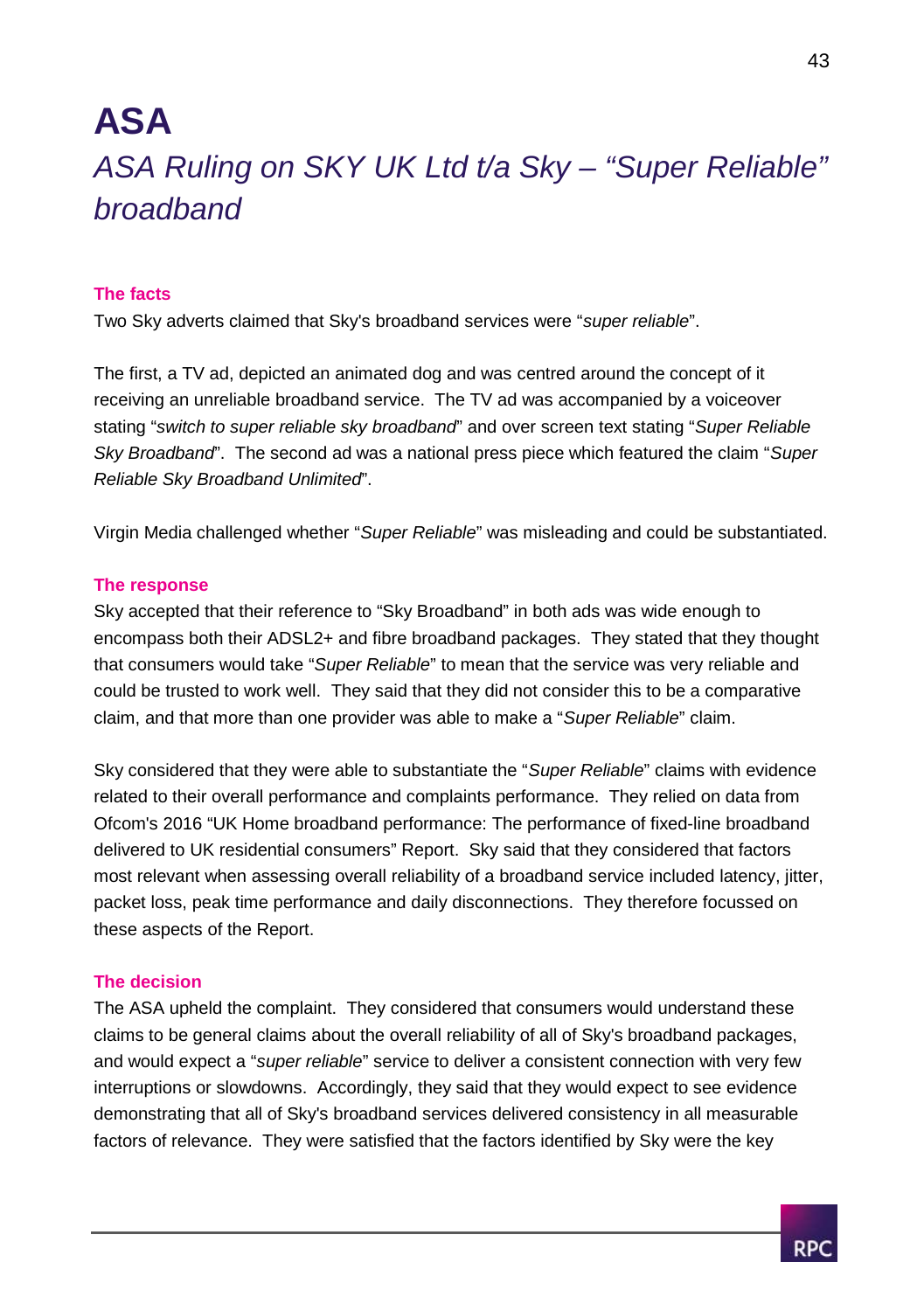# ASA

## *ASA Ruling on SKY UK Ltd t/a Sky – "Super Reliable" broadband*

### The facts

Two Sky adverts claimed that Sky's broadband services were "*super reliable*".

The first, a TV ad, depicted an animated dog and was centred around the concept of it receiving an unreliable broadband service. The TV ad was accompanied by a voiceover stating "*switch to super reliable sky broadband*" and over screen text stating "*Super Reliable Sky Broadband*". The second ad was a national press piece which featured the claim "*Super Reliable Sky Broadband Unlimited*".

Virgin Media challenged whether "*Super Reliable*" was misleading and could be substantiated.

### The response

Sky accepted that their reference to "Sky Broadband" in both ads was wide enough to encompass both their ADSL2+ and fibre broadband packages. They stated that they thought that consumers would take "*Super Reliable*" to mean that the service was very reliable and could be trusted to work well. They said that they did not consider this to be a comparative claim, and that more than one provider was able to make a "*Super Reliable*" claim.

Sky considered that they were able to substantiate the "*Super Reliable*" claims with evidence related to their overall performance and complaints performance. They relied on data from Ofcom's 2016 "UK Home broadband performance: The performance of fixed-line broadband delivered to UK residential consumers" Report. Sky said that they considered that factors most relevant when assessing overall reliability of a broadband service included latency, jitter, packet loss, peak time performance and daily disconnections. They therefore focussed on these aspects of the Report.

### The decision

The ASA upheld the complaint. They considered that consumers would understand these claims to be general claims about the overall reliability of all of Sky's broadband packages, and would expect a "*super reliable*" service to deliver a consistent connection with very few interruptions or slowdowns. Accordingly, they said that they would expect to see evidence demonstrating that all of Sky's broadband services delivered consistency in all measurable factors of relevance. They were satisfied that the factors identified by Sky were the key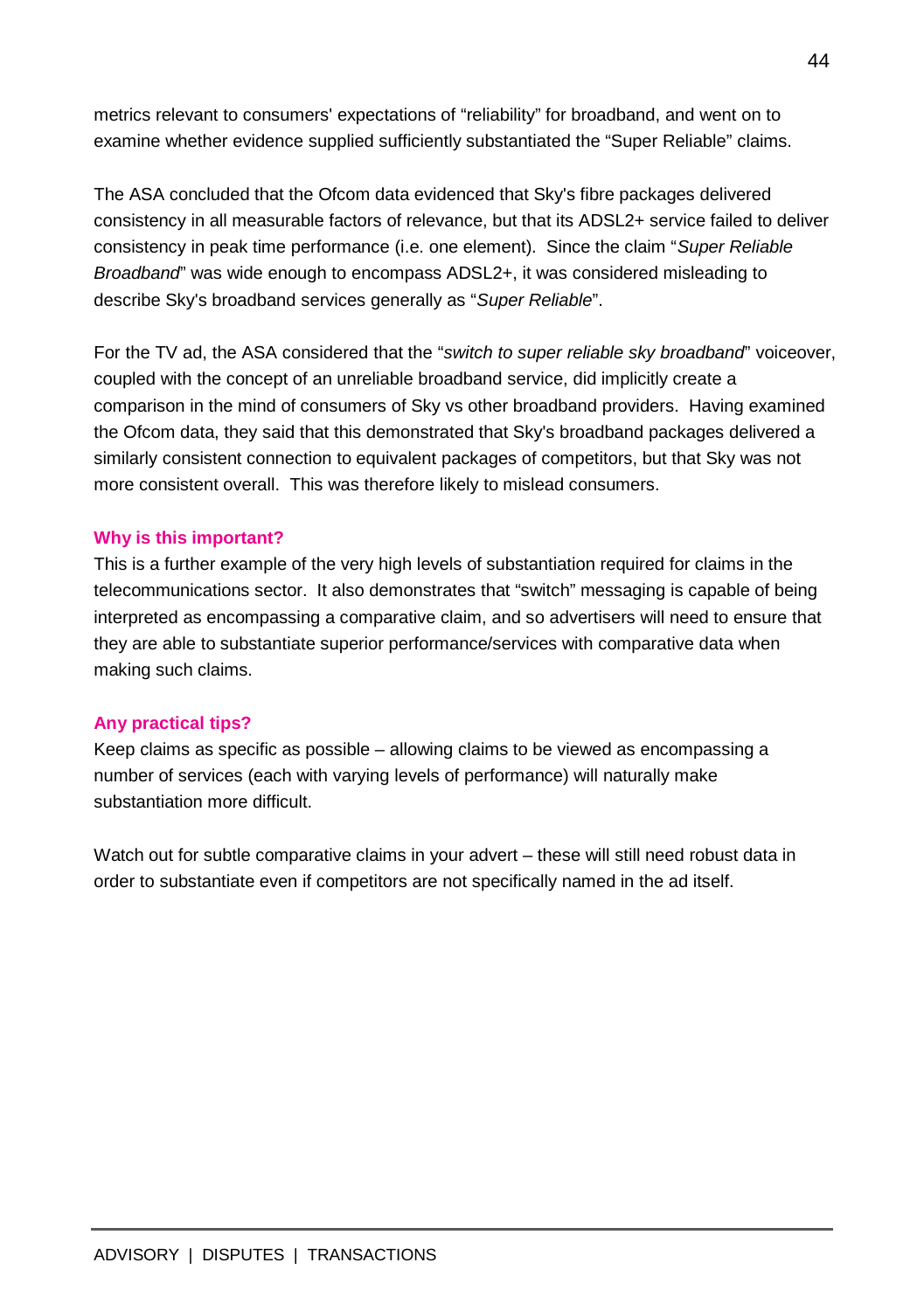metrics relevant to consumers' expectations of "reliability" for broadband, and went on to examine whether evidence supplied sufficiently substantiated the "Super Reliable" claims.

The ASA concluded that the Ofcom data evidenced that Sky's fibre packages delivered consistency in all measurable factors of relevance, but that its ADSL2+ service failed to deliver consistency in peak time performance (i.e. one element). Since the claim "*Super Reliable Broadband*" was wide enough to encompass ADSL2+, it was considered misleading to describe Sky's broadband services generally as "*Super Reliable*".

For the TV ad, the ASA considered that the "*switch to super reliable sky broadband*" voiceover, coupled with the concept of an unreliable broadband service, did implicitly create a comparison in the mind of consumers of Sky vs other broadband providers. Having examined the Ofcom data, they said that this demonstrated that Sky's broadband packages delivered a similarly consistent connection to equivalent packages of competitors, but that Sky was not more consistent overall. This was therefore likely to mislead consumers.

**Why is this important?**

This is a further example of the very high levels of substantiation required for claims in the telecommunications sector. It also demonstrates that "switch" messaging is capable of being interpreted as encompassing a comparative claim, and so advertisers will need to ensure that they are able to substantiate superior performance/services with comparative data when making such claims.

**Any practical tips?**

Keep claims as specific as possible – allowing claims to be viewed as encompassing a number of services (each with varying levels of performance) will naturally make substantiation more difficult.

Watch out for subtle comparative claims in your advert – these will still need robust data in order to substantiate even if competitors are not specifically named in the ad itself.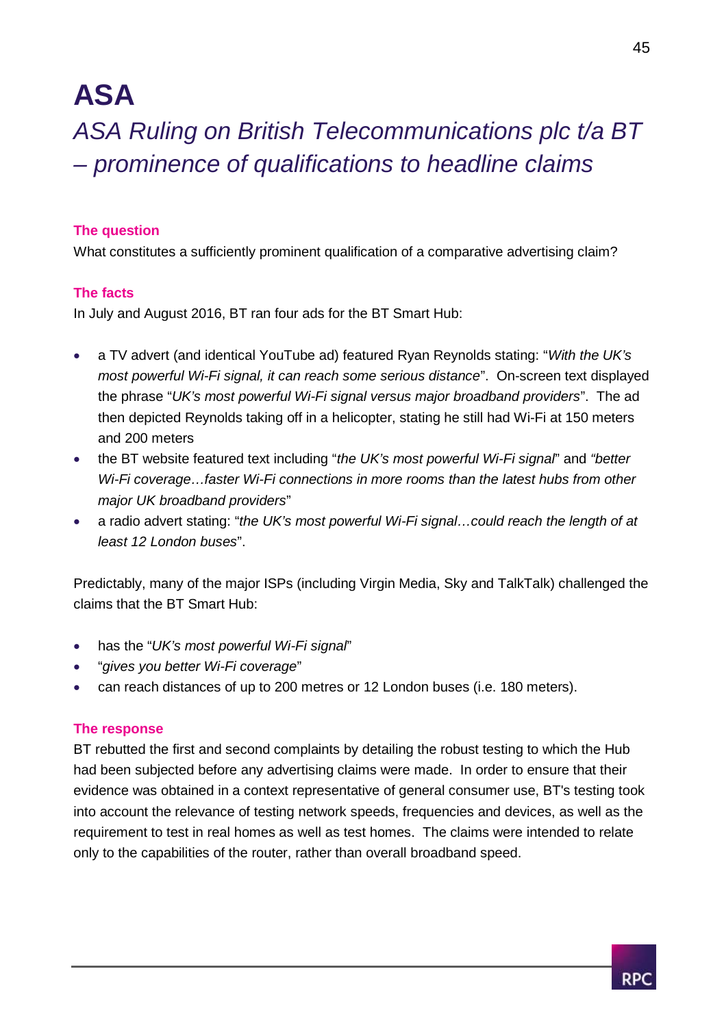# ASA

## *ASA Ruling on British Telecommunications plc t/a BT – prominence of qualifications to headline claims*

**The question**

What constitutes a sufficiently prominent qualification of a comparative advertising claim?

**The facts**

In July and August 2016, BT ran four ads for the BT Smart Hub:

- a TV advert (and identical YouTube ad) featured Ryan Reynolds stating: "*With the UK's most powerful Wi-Fi signal, it can reach some serious distance*". On-screen text displayed the phrase "*UK's most powerful Wi-Fi signal versus major broadband providers*". The ad then depicted Reynolds taking off in a helicopter, stating he still had Wi-Fi at 150 meters and 200 meters
- the BT website featured text including "*the UK's most powerful Wi-Fi signal*" and *"better Wi-Fi coverage…faster Wi-Fi connections in more rooms than the latest hubs from other major UK broadband providers*"
- a radio advert stating: "*the UK's most powerful Wi-Fi signal…could reach the length of at least 12 London buses*".

Predictably, many of the major ISPs (including Virgin Media, Sky and TalkTalk) challenged the claims that the BT Smart Hub:

- has the "*UK's most powerful Wi-Fi signal*"
- "*gives you better Wi-Fi coverage*"
- can reach distances of up to 200 metres or 12 London buses (i.e. 180 meters).

**The response**

BT rebutted the first and second complaints by detailing the robust testing to which the Hub had been subjected before any advertising claims were made. In order to ensure that their evidence was obtained in a context representative of general consumer use, BT's testing took into account the relevance of testing network speeds, frequencies and devices, as well as the requirement to test in real homes as well as test homes. The claims were intended to relate only to the capabilities of the router, rather than overall broadband speed.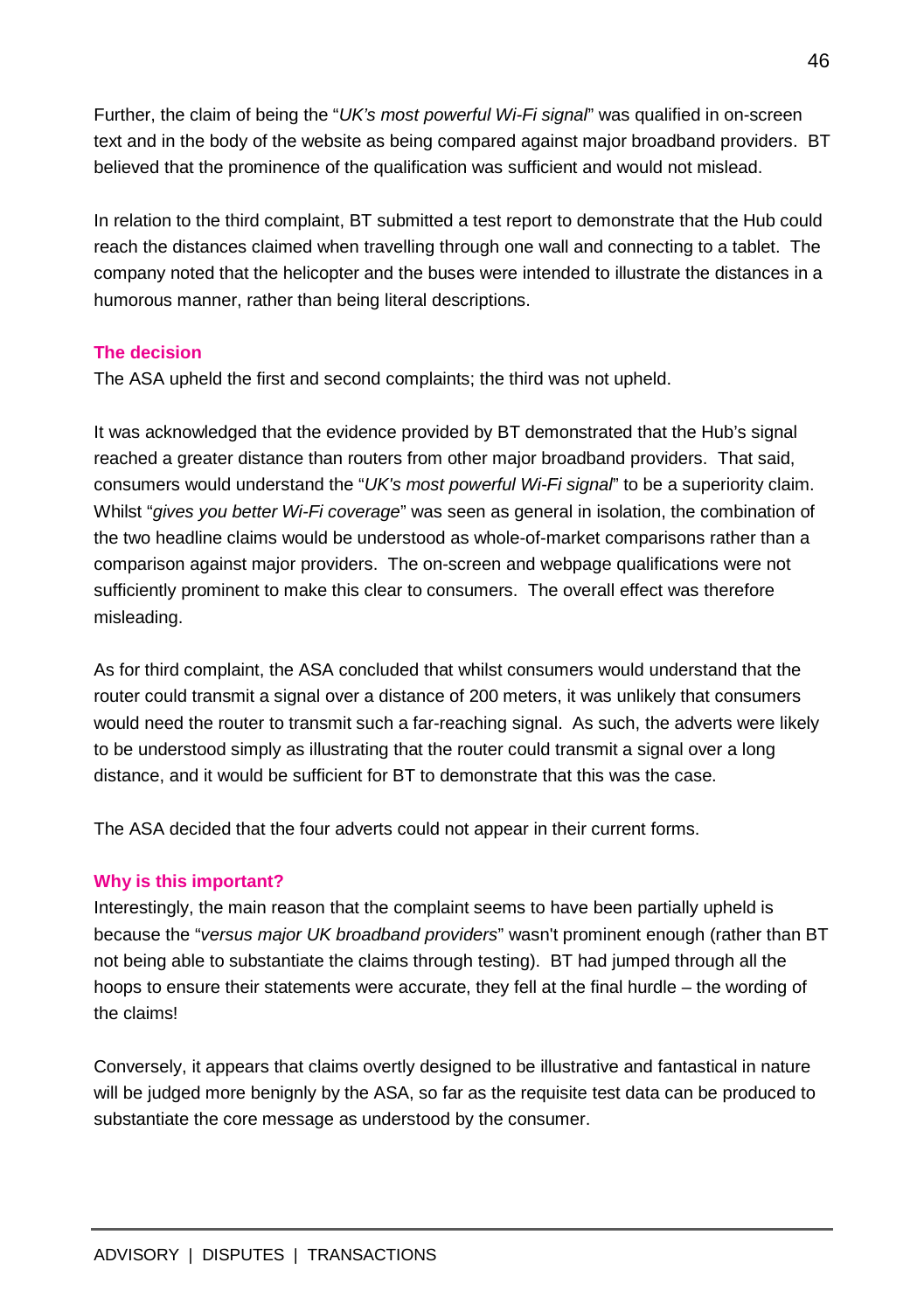Further, the claim of being the "*UK's most powerful Wi-Fi signal*" was qualified in on-screen text and in the body of the website as being compared against major broadband providers. BT believed that the prominence of the qualification was sufficient and would not mislead.

In relation to the third complaint, BT submitted a test report to demonstrate that the Hub could reach the distances claimed when travelling through one wall and connecting to a tablet. The company noted that the helicopter and the buses were intended to illustrate the distances in a humorous manner, rather than being literal descriptions.

### The decision

The ASA upheld the first and second complaints; the third was not upheld.

It was acknowledged that the evidence provided by BT demonstrated that the Hub's signal reached a greater distance than routers from other major broadband providers. That said, consumers would understand the "*UK's most powerful Wi-Fi signal*" to be a superiority claim. Whilst "*gives you better Wi-Fi coverage*" was seen as general in isolation, the combination of the two headline claims would be understood as whole-of-market comparisons rather than a comparison against major providers. The on-screen and webpage qualifications were not sufficiently prominent to make this clear to consumers. The overall effect was therefore misleading.

As for third complaint, the ASA concluded that whilst consumers would understand that the router could transmit a signal over a distance of 200 meters, it was unlikely that consumers would need the router to transmit such a far-reaching signal. As such, the adverts were likely to be understood simply as illustrating that the router could transmit a signal over a long distance, and it would be sufficient for BT to demonstrate that this was the case.

The ASA decided that the four adverts could not appear in their current forms.

### Why is this important?

Interestingly, the main reason that the complaint seems to have been partially upheld is because the "*versus major UK broadband providers*" wasn't prominent enough (rather than BT not being able to substantiate the claims through testing). BT had jumped through all the hoops to ensure their statements were accurate, they fell at the final hurdle – the wording of the claims!

Conversely, it appears that claims overtly designed to be illustrative and fantastical in nature will be judged more benignly by the ASA, so far as the requisite test data can be produced to substantiate the core message as understood by the consumer.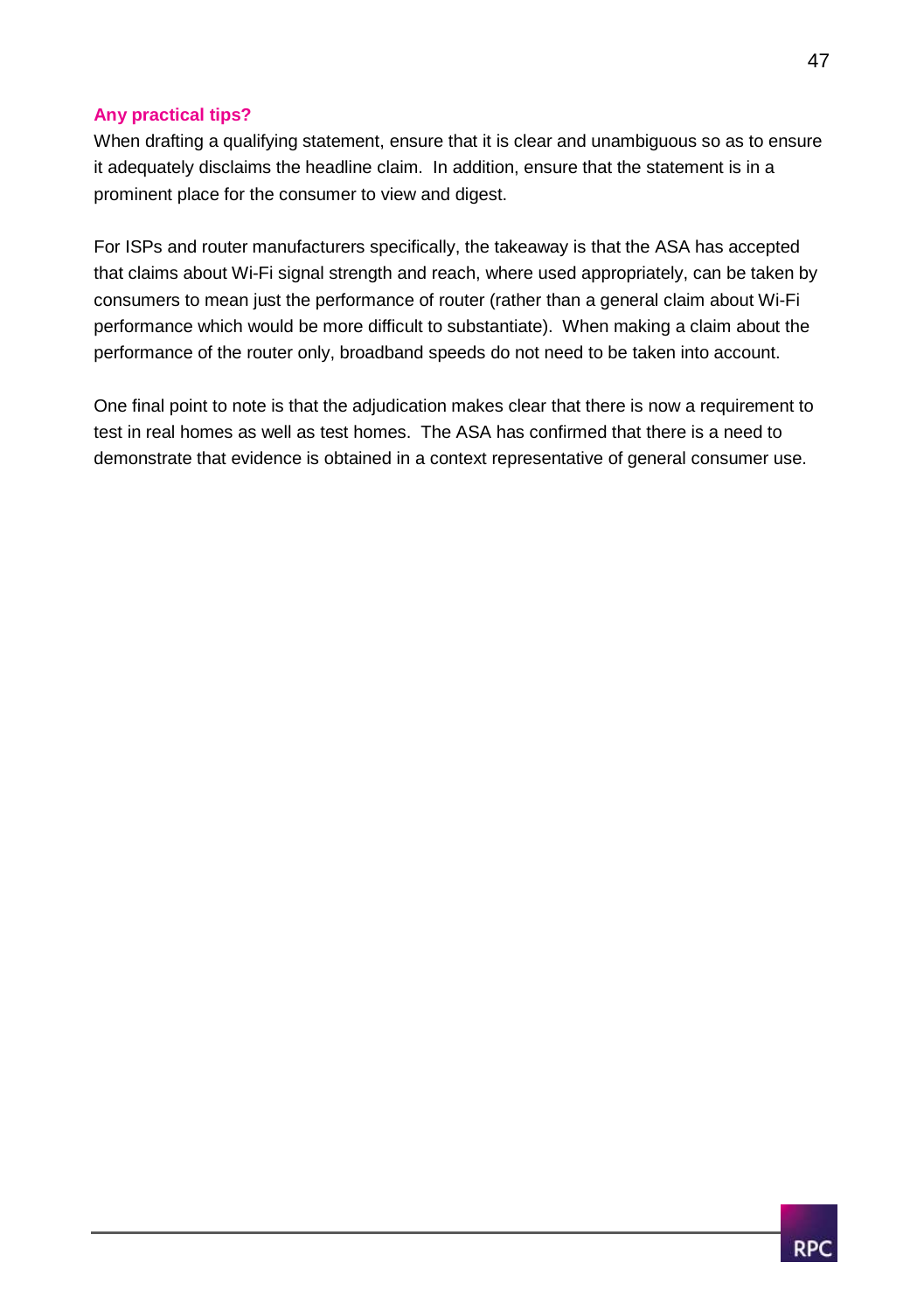### Any practical tips?

When drafting a qualifying statement, ensure that it is clear and unambiguous so as to ensure it adequately disclaims the headline claim. In addition, ensure that the statement is in a prominent place for the consumer to view and digest.

For ISPs and router manufacturers specifically, the takeaway is that the ASA has accepted that claims about Wi-Fi signal strength and reach, where used appropriately, can be taken by consumers to mean just the performance of router (rather than a general claim about Wi-Fi performance which would be more difficult to substantiate). When making a claim about the performance of the router only, broadband speeds do not need to be taken into account.

One final point to note is that the adjudication makes clear that there is now a requirement to test in real homes as well as test homes. The ASA has confirmed that there is a need to demonstrate that evidence is obtained in a context representative of general consumer use.